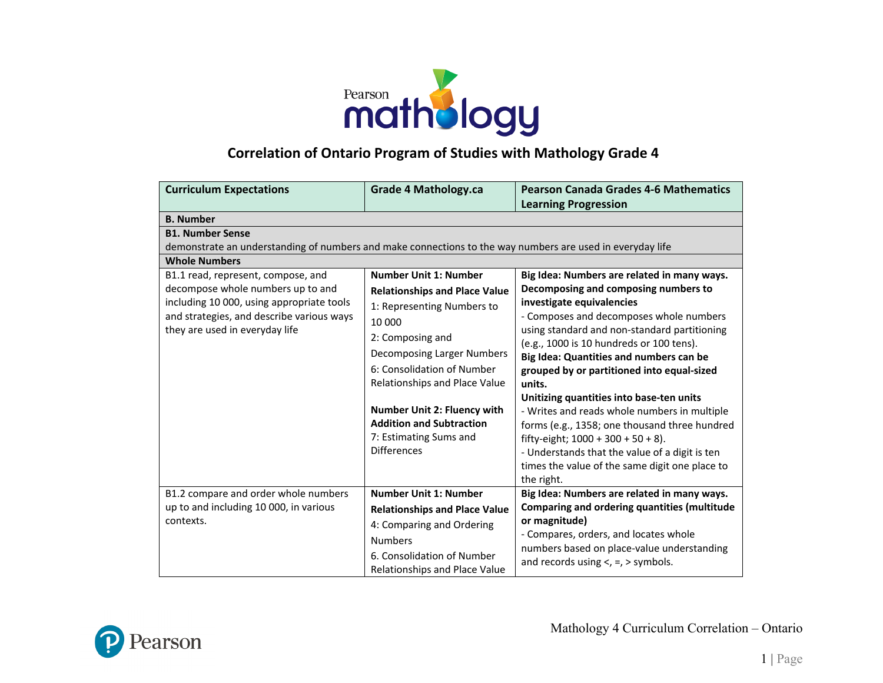# Correlation of Ontario Program of Studies with Mathology Grade 4

| Curriculum Expectations | Grade 4 Mathology.ca | Pearson Canada Grades 4-6 Mathematics Learning Progression |
|---|---|---|
| **B. Number** | | |
| **B1. Number Sense**<br>demonstrate an understanding of numbers and make connections to the way numbers are used in everyday life | | |
| **Whole Numbers** | | |
| B1.1 read, represent, compose, and decompose whole numbers up to and including 10 000, using appropriate tools and strategies, and describe various ways they are used in everyday life | **Number Unit 1: Number Relationships and Place Value**<br>1: Representing Numbers to 10 000<br>2: Composing and Decomposing Larger Numbers<br>6: Consolidation of Number Relationships and Place Value<br><br>**Number Unit 2: Fluency with Addition and Subtraction**<br>7: Estimating Sums and Differences | **Big Idea: Numbers are related in many ways.**<br>**Decomposing and composing numbers to investigate equivalencies**<br>- Composes and decomposes whole numbers using standard and non-standard partitioning (e.g., 1000 is 10 hundreds or 100 tens).<br>**Big Idea: Quantities and numbers can be grouped by or partitioned into equal-sized units.**<br>**Unitizing quantities into base-ten units**<br>- Writes and reads whole numbers in multiple forms (e.g., 1358; one thousand three hundred fifty-eight; 1000 + 300 + 50 + 8).<br>- Understands that the value of a digit is ten times the value of the same digit one place to the right. |
| B1.2 compare and order whole numbers up to and including 10 000, in various contexts. | **Number Unit 1: Number Relationships and Place Value**<br>4: Comparing and Ordering Numbers<br>6. Consolidation of Number Relationships and Place Value | **Big Idea: Numbers are related in many ways.**<br>**Comparing and ordering quantities (multitude or magnitude)**<br>- Compares, orders, and locates whole numbers based on place-value understanding and records using <, =, > symbols. |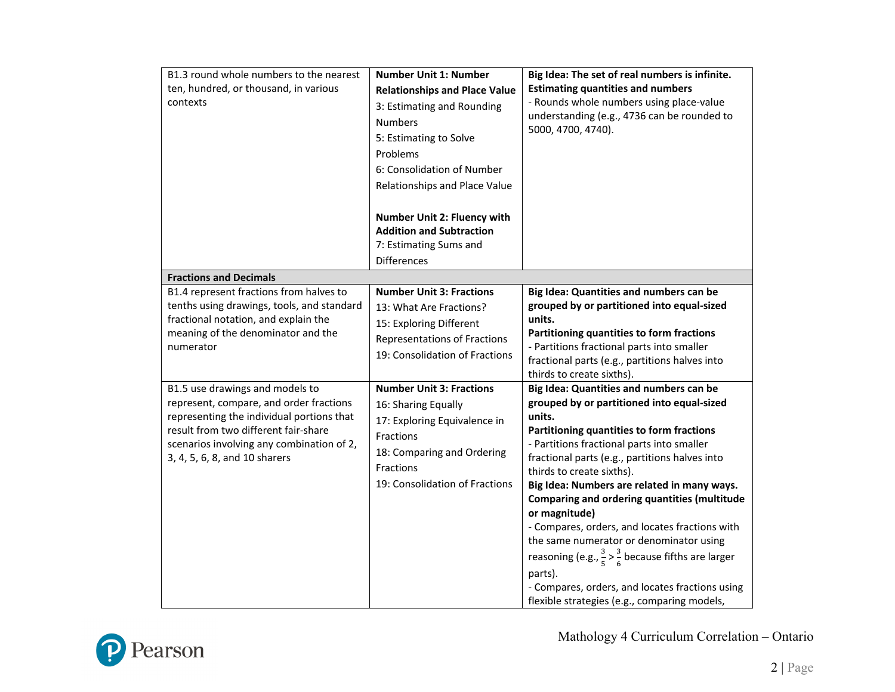| | | |
|---|---|---|
| B1.3 round whole numbers to the nearest ten, hundred, or thousand, in various contexts | **Number Unit 1: Number Relationships and Place Value**<br>3: Estimating and Rounding Numbers<br>5: Estimating to Solve Problems<br>6: Consolidation of Number Relationships and Place Value<br><br>**Number Unit 2: Fluency with Addition and Subtraction**<br>7: Estimating Sums and Differences | **Big Idea: The set of real numbers is infinite.**<br>**Estimating quantities and numbers**<br>- Rounds whole numbers using place-value understanding (e.g., 4736 can be rounded to 5000, 4700, 4740). |
| **Fractions and Decimals** | | |
| B1.4 represent fractions from halves to tenths using drawings, tools, and standard fractional notation, and explain the meaning of the denominator and the numerator | **Number Unit 3: Fractions**<br>13: What Are Fractions?<br>15: Exploring Different Representations of Fractions<br>19: Consolidation of Fractions | **Big Idea: Quantities and numbers can be grouped by or partitioned into equal-sized units.**<br>**Partitioning quantities to form fractions**<br>- Partitions fractional parts into smaller fractional parts (e.g., partitions halves into thirds to create sixths). |
| B1.5 use drawings and models to represent, compare, and order fractions representing the individual portions that result from two different fair-share scenarios involving any combination of 2, 3, 4, 5, 6, 8, and 10 sharers | **Number Unit 3: Fractions**<br>16: Sharing Equally<br>17: Exploring Equivalence in Fractions<br>18: Comparing and Ordering Fractions<br>19: Consolidation of Fractions | **Big Idea: Quantities and numbers can be grouped by or partitioned into equal-sized units.**<br>**Partitioning quantities to form fractions**<br>- Partitions fractional parts into smaller fractional parts (e.g., partitions halves into thirds to create sixths).<br>**Big Idea: Numbers are related in many ways.**<br>**Comparing and ordering quantities (multitude or magnitude)**<br>- Compares, orders, and locates fractions with the same numerator or denominator using reasoning (e.g., $\frac{3}{5} > \frac{3}{6}$ because fifths are larger parts).<br>- Compares, orders, and locates fractions using flexible strategies (e.g., comparing models, |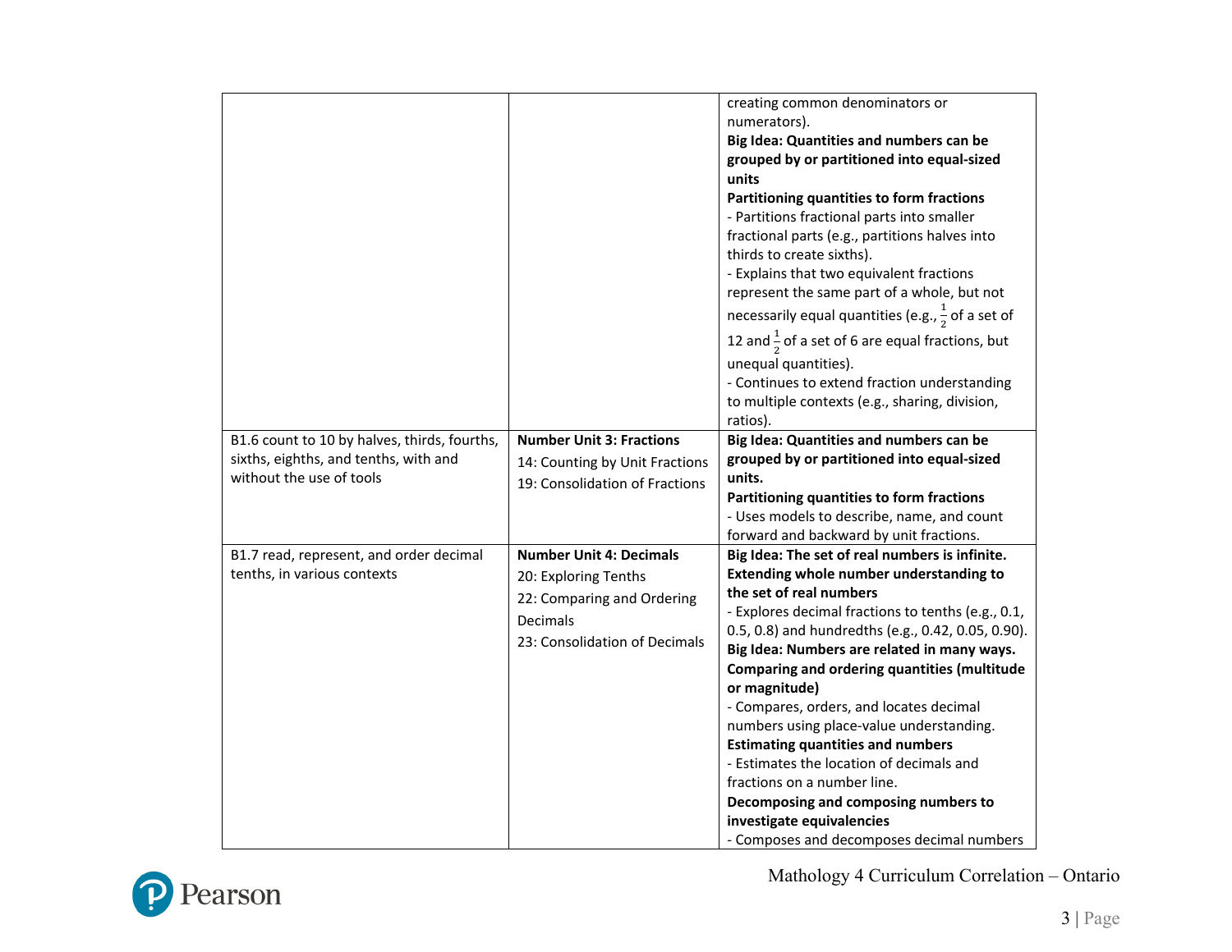| | | |
|---|---|---|
| | | creating common denominators or numerators).<br>**Big Idea: Quantities and numbers can be grouped by or partitioned into equal-sized units**<br>**Partitioning quantities to form fractions**<br>- Partitions fractional parts into smaller fractional parts (e.g., partitions halves into thirds to create sixths).<br>- Explains that two equivalent fractions represent the same part of a whole, but not necessarily equal quantities (e.g., $\frac{1}{2}$ of a set of 12 and $\frac{1}{2}$ of a set of 6 are equal fractions, but unequal quantities).<br>- Continues to extend fraction understanding to multiple contexts (e.g., sharing, division, ratios). |
| B1.6 count to 10 by halves, thirds, fourths, sixths, eighths, and tenths, with and without the use of tools | **Number Unit 3: Fractions**<br>14: Counting by Unit Fractions<br>19: Consolidation of Fractions | **Big Idea: Quantities and numbers can be grouped by or partitioned into equal-sized units.**<br>**Partitioning quantities to form fractions**<br>- Uses models to describe, name, and count forward and backward by unit fractions. |
| B1.7 read, represent, and order decimal tenths, in various contexts | **Number Unit 4: Decimals**<br>20: Exploring Tenths<br>22: Comparing and Ordering Decimals<br>23: Consolidation of Decimals | **Big Idea: The set of real numbers is infinite.**<br>**Extending whole number understanding to the set of real numbers**<br>- Explores decimal fractions to tenths (e.g., 0.1, 0.5, 0.8) and hundredths (e.g., 0.42, 0.05, 0.90).<br>**Big Idea: Numbers are related in many ways.**<br>**Comparing and ordering quantities (multitude or magnitude)**<br>- Compares, orders, and locates decimal numbers using place-value understanding.<br>**Estimating quantities and numbers**<br>- Estimates the location of decimals and fractions on a number line.<br>**Decomposing and composing numbers to investigate equivalencies**<br>- Composes and decomposes decimal numbers |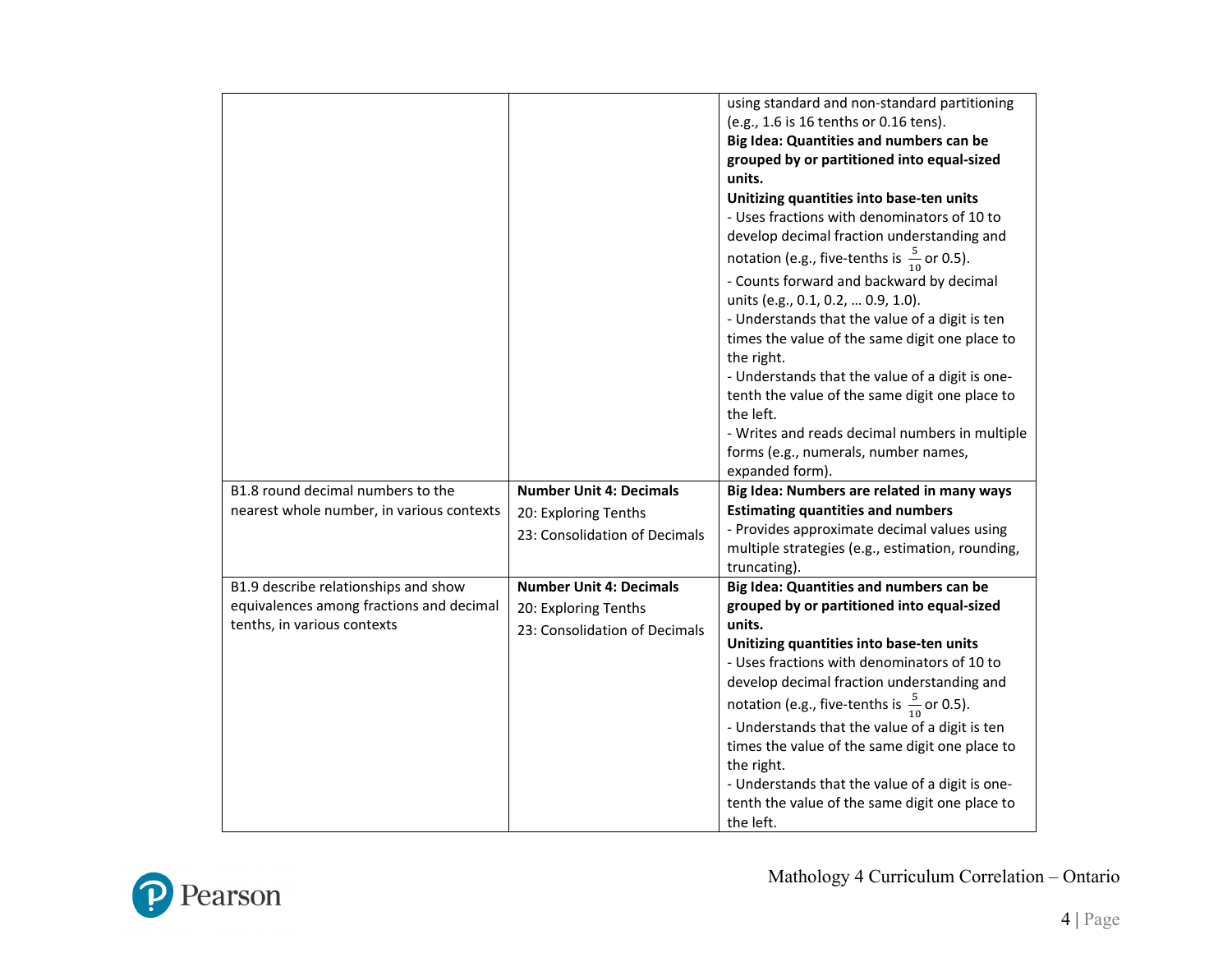| | | |
|---|---|---|
| | | using standard and non-standard partitioning (e.g., 1.6 is 16 tenths or 0.16 tens).<br>**Big Idea: Quantities and numbers can be grouped by or partitioned into equal-sized units.**<br>**Unitizing quantities into base-ten units**<br>- Uses fractions with denominators of 10 to develop decimal fraction understanding and notation (e.g., five-tenths is $\frac{5}{10}$ or 0.5).<br>- Counts forward and backward by decimal units (e.g., 0.1, 0.2, … 0.9, 1.0).<br>- Understands that the value of a digit is ten times the value of the same digit one place to the right.<br>- Understands that the value of a digit is one-tenth the value of the same digit one place to the left.<br>- Writes and reads decimal numbers in multiple forms (e.g., numerals, number names, expanded form). |
| B1.8 round decimal numbers to the nearest whole number, in various contexts | **Number Unit 4: Decimals**<br>20: Exploring Tenths<br>23: Consolidation of Decimals | **Big Idea: Numbers are related in many ways**<br>**Estimating quantities and numbers**<br>- Provides approximate decimal values using multiple strategies (e.g., estimation, rounding, truncating). |
| B1.9 describe relationships and show equivalences among fractions and decimal tenths, in various contexts | **Number Unit 4: Decimals**<br>20: Exploring Tenths<br>23: Consolidation of Decimals | **Big Idea: Quantities and numbers can be grouped by or partitioned into equal-sized units.**<br>**Unitizing quantities into base-ten units**<br>- Uses fractions with denominators of 10 to develop decimal fraction understanding and notation (e.g., five-tenths is $\frac{5}{10}$ or 0.5).<br>- Understands that the value of a digit is ten times the value of the same digit one place to the right.<br>- Understands that the value of a digit is one-tenth the value of the same digit one place to the left. |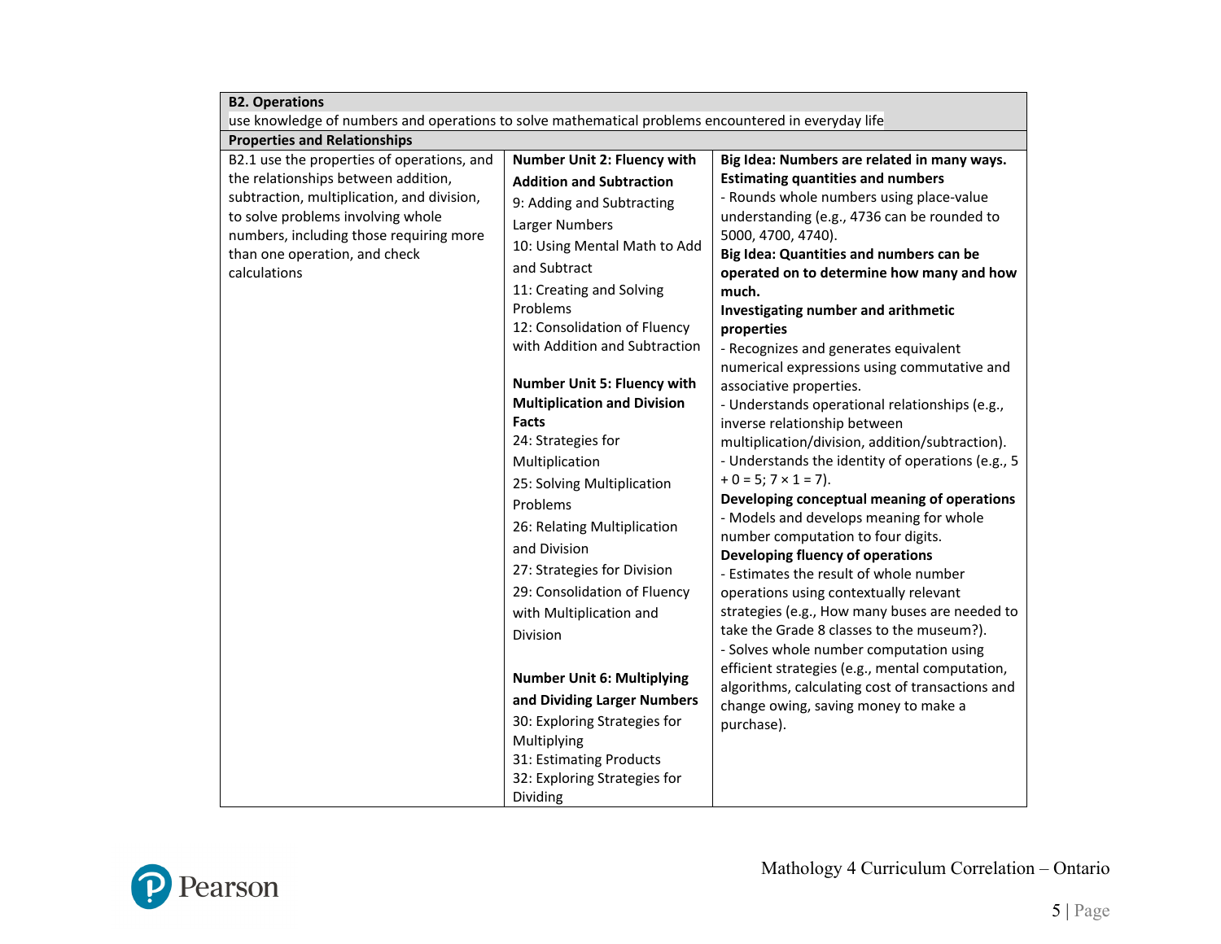| B2. Operations | | |
|---|---|---|
| use knowledge of numbers and operations to solve mathematical problems encountered in everyday life | | |
| **Properties and Relationships** | | |
| B2.1 use the properties of operations, and the relationships between addition, subtraction, multiplication, and division, to solve problems involving whole numbers, including those requiring more than one operation, and check calculations | **Number Unit 2: Fluency with Addition and Subtraction**<br>9: Adding and Subtracting Larger Numbers<br>10: Using Mental Math to Add and Subtract<br>11: Creating and Solving Problems<br>12: Consolidation of Fluency with Addition and Subtraction<br><br>**Number Unit 5: Fluency with Multiplication and Division Facts**<br>24: Strategies for Multiplication<br>25: Solving Multiplication Problems<br>26: Relating Multiplication and Division<br>27: Strategies for Division<br>29: Consolidation of Fluency with Multiplication and Division<br><br>**Number Unit 6: Multiplying and Dividing Larger Numbers**<br>30: Exploring Strategies for Multiplying<br>31: Estimating Products<br>32: Exploring Strategies for Dividing | **Big Idea: Numbers are related in many ways.**<br>**Estimating quantities and numbers**<br>- Rounds whole numbers using place-value understanding (e.g., 4736 can be rounded to 5000, 4700, 4740).<br>**Big Idea: Quantities and numbers can be operated on to determine how many and how much.**<br>**Investigating number and arithmetic properties**<br>- Recognizes and generates equivalent numerical expressions using commutative and associative properties.<br>- Understands operational relationships (e.g., inverse relationship between multiplication/division, addition/subtraction).<br>- Understands the identity of operations (e.g., $5 + 0 = 5$; $7 \times 1 = 7$).<br>**Developing conceptual meaning of operations**<br>- Models and develops meaning for whole number computation to four digits.<br>**Developing fluency of operations**<br>- Estimates the result of whole number operations using contextually relevant strategies (e.g., How many buses are needed to take the Grade 8 classes to the museum?).<br>- Solves whole number computation using efficient strategies (e.g., mental computation, algorithms, calculating cost of transactions and change owing, saving money to make a purchase). |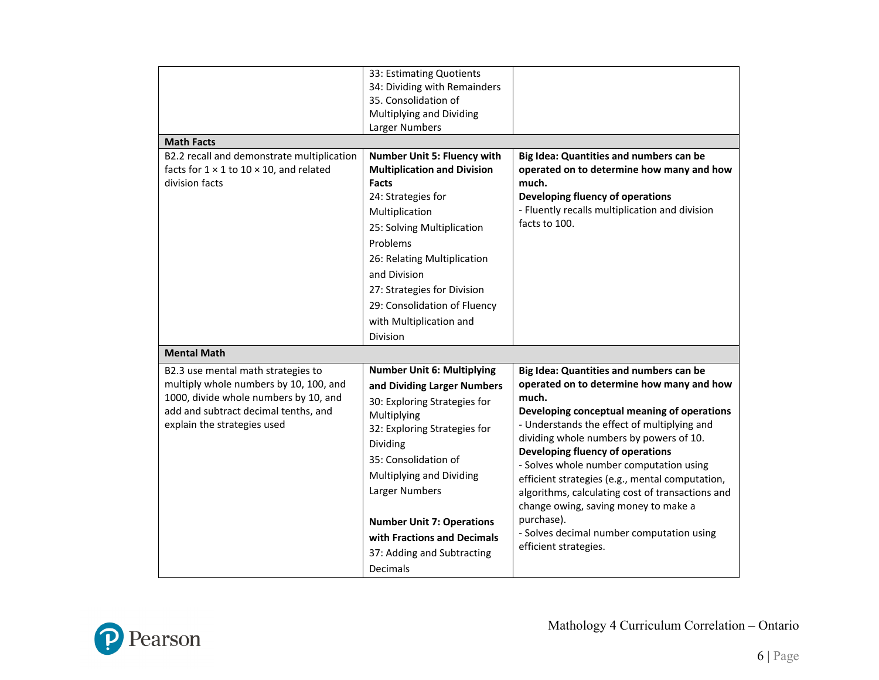| | | |
|---|---|---|
| | 33: Estimating Quotients<br>34: Dividing with Remainders<br>35. Consolidation of Multiplying and Dividing Larger Numbers | |
| **Math Facts** | | |
| B2.2 recall and demonstrate multiplication facts for 1 × 1 to 10 × 10, and related division facts | **Number Unit 5: Fluency with Multiplication and Division Facts**<br>24: Strategies for Multiplication<br>25: Solving Multiplication Problems<br>26: Relating Multiplication and Division<br>27: Strategies for Division<br>29: Consolidation of Fluency with Multiplication and Division | **Big Idea: Quantities and numbers can be operated on to determine how many and how much.**<br>**Developing fluency of operations**<br>- Fluently recalls multiplication and division facts to 100. |
| **Mental Math** | | |
| B2.3 use mental math strategies to multiply whole numbers by 10, 100, and 1000, divide whole numbers by 10, and add and subtract decimal tenths, and explain the strategies used | **Number Unit 6: Multiplying and Dividing Larger Numbers**<br>30: Exploring Strategies for Multiplying<br>32: Exploring Strategies for Dividing<br>35: Consolidation of Multiplying and Dividing Larger Numbers<br><br>**Number Unit 7: Operations with Fractions and Decimals**<br>37: Adding and Subtracting Decimals | **Big Idea: Quantities and numbers can be operated on to determine how many and how much.**<br>**Developing conceptual meaning of operations**<br>- Understands the effect of multiplying and dividing whole numbers by powers of 10.<br>**Developing fluency of operations**<br>- Solves whole number computation using efficient strategies (e.g., mental computation, algorithms, calculating cost of transactions and change owing, saving money to make a purchase).<br>- Solves decimal number computation using efficient strategies. |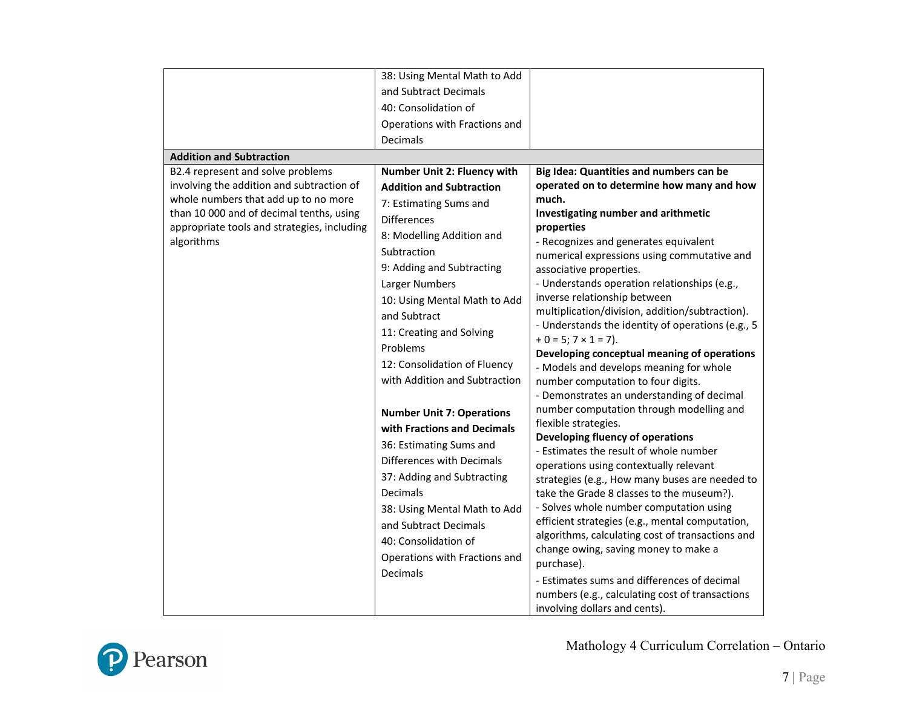| | | |
|---|---|---|
| | 38: Using Mental Math to Add and Subtract Decimals<br>40: Consolidation of Operations with Fractions and Decimals | |
| **Addition and Subtraction** | | |
| B2.4 represent and solve problems involving the addition and subtraction of whole numbers that add up to no more than 10 000 and of decimal tenths, using appropriate tools and strategies, including algorithms | **Number Unit 2: Fluency with Addition and Subtraction**<br>7: Estimating Sums and Differences<br>8: Modelling Addition and Subtraction<br>9: Adding and Subtracting Larger Numbers<br>10: Using Mental Math to Add and Subtract<br>11: Creating and Solving Problems<br>12: Consolidation of Fluency with Addition and Subtraction<br><br>**Number Unit 7: Operations with Fractions and Decimals**<br>36: Estimating Sums and Differences with Decimals<br>37: Adding and Subtracting Decimals<br>38: Using Mental Math to Add and Subtract Decimals<br>40: Consolidation of Operations with Fractions and Decimals | **Big Idea: Quantities and numbers can be operated on to determine how many and how much.**<br>**Investigating number and arithmetic properties**<br>- Recognizes and generates equivalent numerical expressions using commutative and associative properties.<br>- Understands operation relationships (e.g., inverse relationship between multiplication/division, addition/subtraction).<br>- Understands the identity of operations (e.g., 5 + 0 = 5; 7 × 1 = 7).<br>**Developing conceptual meaning of operations**<br>- Models and develops meaning for whole number computation to four digits.<br>- Demonstrates an understanding of decimal number computation through modelling and flexible strategies.<br>**Developing fluency of operations**<br>- Estimates the result of whole number operations using contextually relevant strategies (e.g., How many buses are needed to take the Grade 8 classes to the museum?).<br>- Solves whole number computation using efficient strategies (e.g., mental computation, algorithms, calculating cost of transactions and change owing, saving money to make a purchase).<br>- Estimates sums and differences of decimal numbers (e.g., calculating cost of transactions involving dollars and cents). |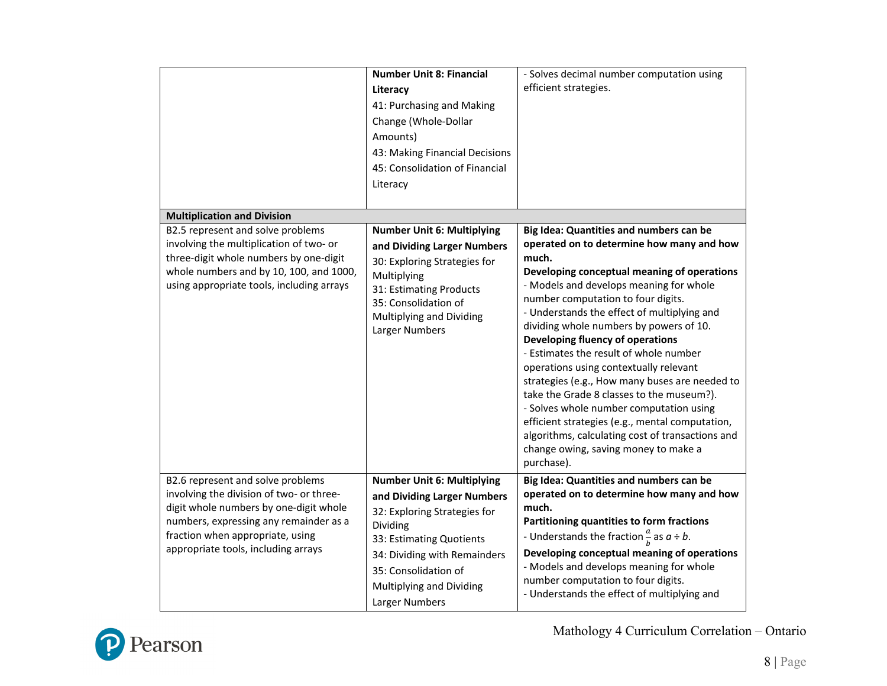| | | |
|---|---|---|
| | **Number Unit 8: Financial Literacy**<br>41: Purchasing and Making Change (Whole-Dollar Amounts)<br>43: Making Financial Decisions<br>45: Consolidation of Financial Literacy | - Solves decimal number computation using efficient strategies. |
| **Multiplication and Division** | | |
| B2.5 represent and solve problems involving the multiplication of two- or three-digit whole numbers by one-digit whole numbers and by 10, 100, and 1000, using appropriate tools, including arrays | **Number Unit 6: Multiplying and Dividing Larger Numbers**<br>30: Exploring Strategies for Multiplying<br>31: Estimating Products<br>35: Consolidation of Multiplying and Dividing Larger Numbers | **Big Idea: Quantities and numbers can be operated on to determine how many and how much.**<br>**Developing conceptual meaning of operations**<br>- Models and develops meaning for whole number computation to four digits.<br>- Understands the effect of multiplying and dividing whole numbers by powers of 10.<br>**Developing fluency of operations**<br>- Estimates the result of whole number operations using contextually relevant strategies (e.g., How many buses are needed to take the Grade 8 classes to the museum?).<br>- Solves whole number computation using efficient strategies (e.g., mental computation, algorithms, calculating cost of transactions and change owing, saving money to make a purchase). |
| B2.6 represent and solve problems involving the division of two- or three-digit whole numbers by one-digit whole numbers, expressing any remainder as a fraction when appropriate, using appropriate tools, including arrays | **Number Unit 6: Multiplying and Dividing Larger Numbers**<br>32: Exploring Strategies for Dividing<br>33: Estimating Quotients<br>34: Dividing with Remainders<br>35: Consolidation of Multiplying and Dividing Larger Numbers | **Big Idea: Quantities and numbers can be operated on to determine how many and how much.**<br>**Partitioning quantities to form fractions**<br>- Understands the fraction $\frac{a}{b}$ as $a \div b$.<br>**Developing conceptual meaning of operations**<br>- Models and develops meaning for whole number computation to four digits.<br>- Understands the effect of multiplying and |

Mathology 4 Curriculum Correlation – Ontario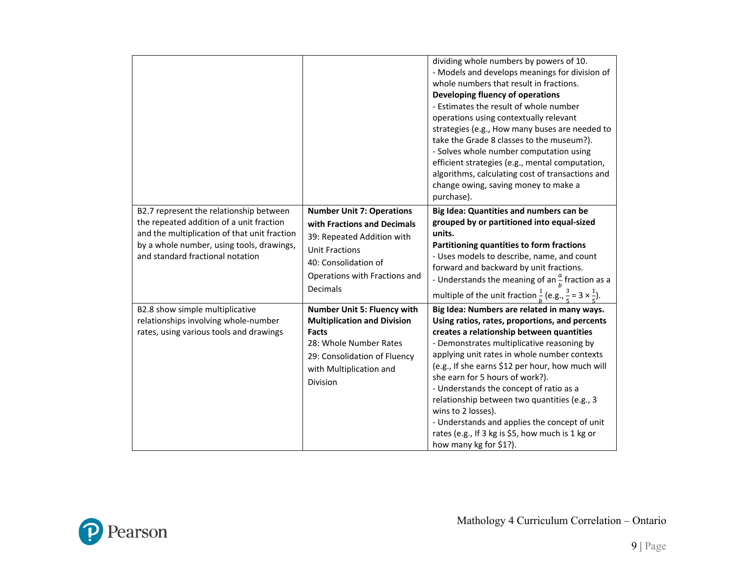| | | |
|---|---|---|
| | | dividing whole numbers by powers of 10.<br>- Models and develops meanings for division of whole numbers that result in fractions.<br>**Developing fluency of operations**<br>- Estimates the result of whole number operations using contextually relevant strategies (e.g., How many buses are needed to take the Grade 8 classes to the museum?).<br>- Solves whole number computation using efficient strategies (e.g., mental computation, algorithms, calculating cost of transactions and change owing, saving money to make a purchase). |
| B2.7 represent the relationship between the repeated addition of a unit fraction and the multiplication of that unit fraction by a whole number, using tools, drawings, and standard fractional notation | **Number Unit 7: Operations with Fractions and Decimals**<br>39: Repeated Addition with Unit Fractions<br>40: Consolidation of Operations with Fractions and Decimals | **Big Idea: Quantities and numbers can be grouped by or partitioned into equal-sized units.**<br>**Partitioning quantities to form fractions**<br>- Uses models to describe, name, and count forward and backward by unit fractions.<br>- Understands the meaning of an $\frac{a}{b}$ fraction as a multiple of the unit fraction $\frac{1}{b}$ (e.g., $\frac{3}{5} = 3 \times \frac{1}{5}$). |
| B2.8 show simple multiplicative relationships involving whole-number rates, using various tools and drawings | **Number Unit 5: Fluency with Multiplication and Division Facts**<br>28: Whole Number Rates<br>29: Consolidation of Fluency with Multiplication and Division | **Big Idea: Numbers are related in many ways. Using ratios, rates, proportions, and percents creates a relationship between quantities**<br>- Demonstrates multiplicative reasoning by applying unit rates in whole number contexts (e.g., If she earns $12 per hour, how much will she earn for 5 hours of work?).<br>- Understands the concept of ratio as a relationship between two quantities (e.g., 3 wins to 2 losses).<br>- Understands and applies the concept of unit rates (e.g., If 3 kg is $5, how much is 1 kg or how many kg for $1?). |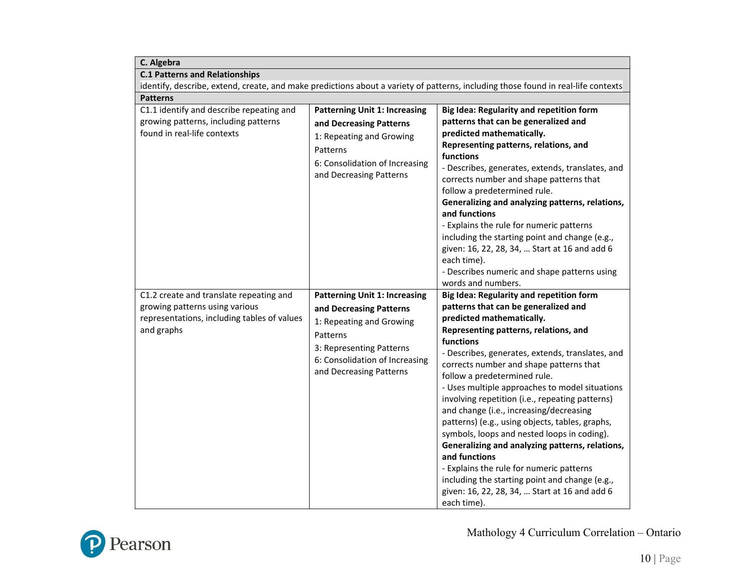| C. Algebra | | |
|---|---|---|
| **C.1 Patterns and Relationships** | | |
| identify, describe, extend, create, and make predictions about a variety of patterns, including those found in real-life contexts | | |
| **Patterns** | | |
| C1.1 identify and describe repeating and growing patterns, including patterns found in real-life contexts | **Patterning Unit 1: Increasing and Decreasing Patterns**<br>1: Repeating and Growing Patterns<br>6: Consolidation of Increasing and Decreasing Patterns | **Big Idea: Regularity and repetition form patterns that can be generalized and predicted mathematically.**<br>**Representing patterns, relations, and functions**<br>- Describes, generates, extends, translates, and corrects number and shape patterns that follow a predetermined rule.<br>**Generalizing and analyzing patterns, relations, and functions**<br>- Explains the rule for numeric patterns including the starting point and change (e.g., given: 16, 22, 28, 34, … Start at 16 and add 6 each time).<br>- Describes numeric and shape patterns using words and numbers. |
| C1.2 create and translate repeating and growing patterns using various representations, including tables of values and graphs | **Patterning Unit 1: Increasing and Decreasing Patterns**<br>1: Repeating and Growing Patterns<br>3: Representing Patterns<br>6: Consolidation of Increasing and Decreasing Patterns | **Big Idea: Regularity and repetition form patterns that can be generalized and predicted mathematically.**<br>**Representing patterns, relations, and functions**<br>- Describes, generates, extends, translates, and corrects number and shape patterns that follow a predetermined rule.<br>- Uses multiple approaches to model situations involving repetition (i.e., repeating patterns) and change (i.e., increasing/decreasing patterns) (e.g., using objects, tables, graphs, symbols, loops and nested loops in coding).<br>**Generalizing and analyzing patterns, relations, and functions**<br>- Explains the rule for numeric patterns including the starting point and change (e.g., given: 16, 22, 28, 34, … Start at 16 and add 6 each time). |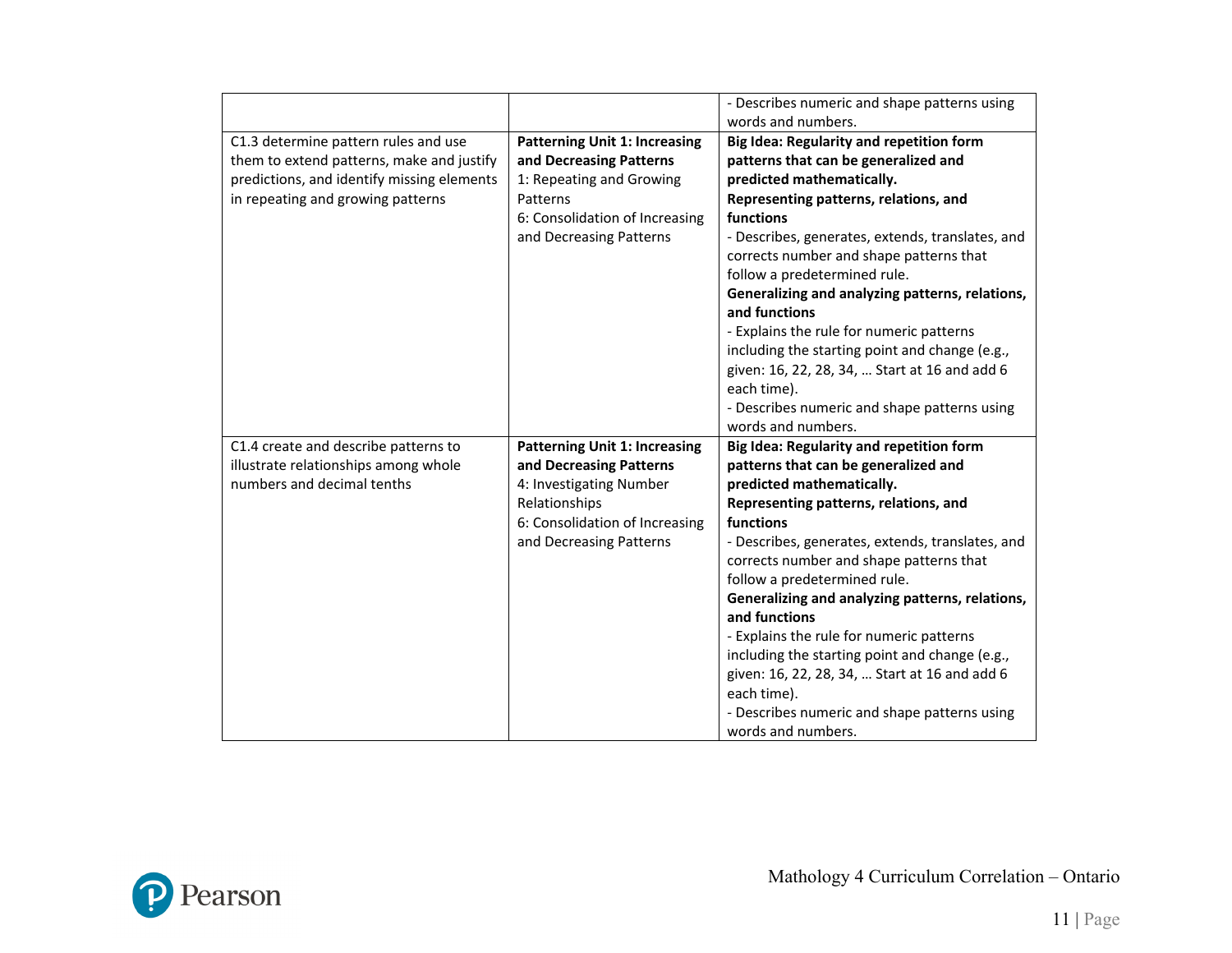| | | |
|---|---|---|
| | | - Describes numeric and shape patterns using words and numbers. |
| C1.3 determine pattern rules and use them to extend patterns, make and justify predictions, and identify missing elements in repeating and growing patterns | **Patterning Unit 1: Increasing and Decreasing Patterns**<br>1: Repeating and Growing Patterns<br>6: Consolidation of Increasing and Decreasing Patterns | **Big Idea: Regularity and repetition form patterns that can be generalized and predicted mathematically.**<br>**Representing patterns, relations, and functions**<br>- Describes, generates, extends, translates, and corrects number and shape patterns that follow a predetermined rule.<br>**Generalizing and analyzing patterns, relations, and functions**<br>- Explains the rule for numeric patterns including the starting point and change (e.g., given: 16, 22, 28, 34, … Start at 16 and add 6 each time).<br>- Describes numeric and shape patterns using words and numbers. |
| C1.4 create and describe patterns to illustrate relationships among whole numbers and decimal tenths | **Patterning Unit 1: Increasing and Decreasing Patterns**<br>4: Investigating Number Relationships<br>6: Consolidation of Increasing and Decreasing Patterns | **Big Idea: Regularity and repetition form patterns that can be generalized and predicted mathematically.**<br>**Representing patterns, relations, and functions**<br>- Describes, generates, extends, translates, and corrects number and shape patterns that follow a predetermined rule.<br>**Generalizing and analyzing patterns, relations, and functions**<br>- Explains the rule for numeric patterns including the starting point and change (e.g., given: 16, 22, 28, 34, … Start at 16 and add 6 each time).<br>- Describes numeric and shape patterns using words and numbers. |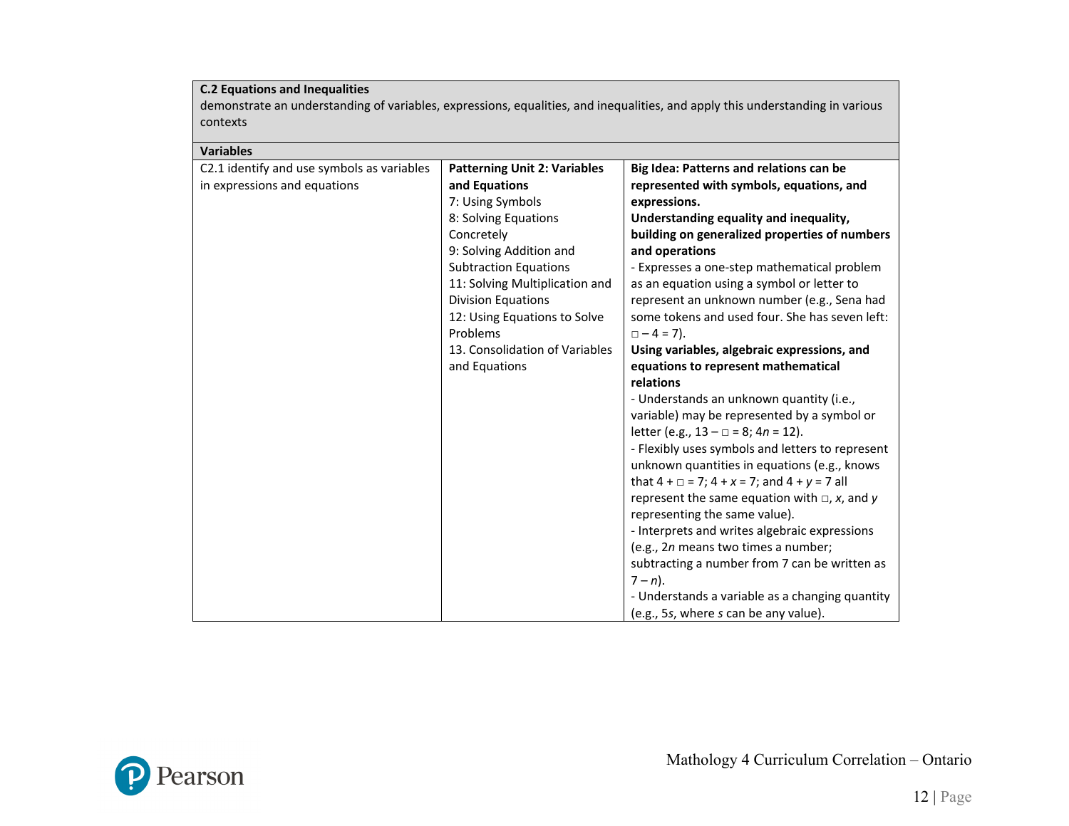| **C.2 Equations and Inequalities**<br>demonstrate an understanding of variables, expressions, equalities, and inequalities, and apply this understanding in various contexts | | |
|---|---|---|
| **Variables** | | |
| C2.1 identify and use symbols as variables in expressions and equations | **Patterning Unit 2: Variables and Equations**<br>7: Using Symbols<br>8: Solving Equations Concretely<br>9: Solving Addition and Subtraction Equations<br>11: Solving Multiplication and Division Equations<br>12: Using Equations to Solve Problems<br>13. Consolidation of Variables and Equations | **Big Idea: Patterns and relations can be represented with symbols, equations, and expressions.**<br>**Understanding equality and inequality, building on generalized properties of numbers and operations**<br>- Expresses a one-step mathematical problem as an equation using a symbol or letter to represent an unknown number (e.g., Sena had some tokens and used four. She has seven left: $\square - 4 = 7$).<br>**Using variables, algebraic expressions, and equations to represent mathematical relations**<br>- Understands an unknown quantity (i.e., variable) may be represented by a symbol or letter (e.g., $13 - \square = 8$; $4n = 12$).<br>- Flexibly uses symbols and letters to represent unknown quantities in equations (e.g., knows that $4 + \square = 7$; $4 + x = 7$; and $4 + y = 7$ all represent the same equation with $\square$, $x$, and $y$ representing the same value).<br>- Interprets and writes algebraic expressions (e.g., $2n$ means two times a number; subtracting a number from 7 can be written as $7 - n$).<br>- Understands a variable as a changing quantity (e.g., $5s$, where $s$ can be any value). |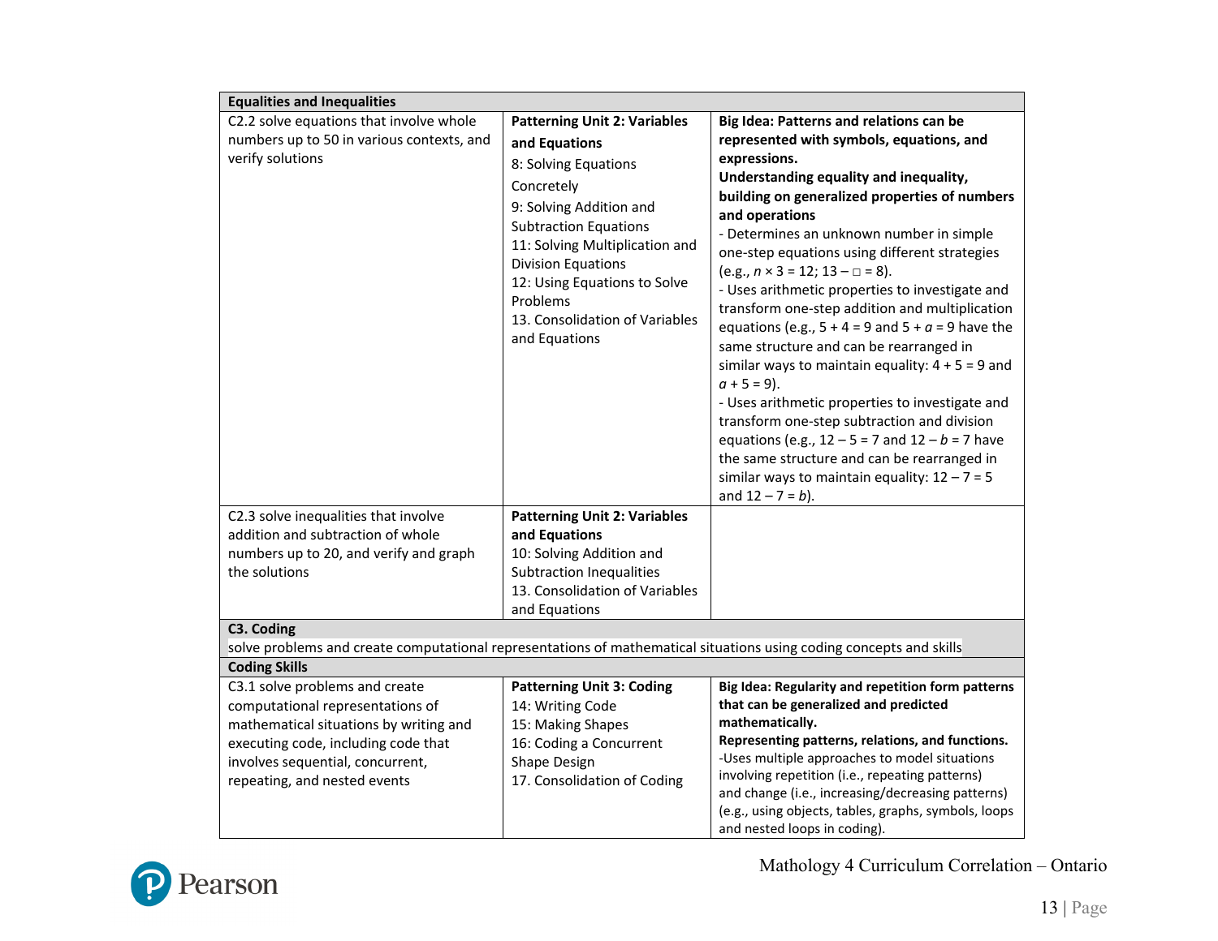| Equalities and Inequalities | | |
|---|---|---|
| C2.2 solve equations that involve whole numbers up to 50 in various contexts, and verify solutions | **Patterning Unit 2: Variables and Equations**<br>8: Solving Equations Concretely<br>9: Solving Addition and Subtraction Equations<br>11: Solving Multiplication and Division Equations<br>12: Using Equations to Solve Problems<br>13. Consolidation of Variables and Equations | **Big Idea: Patterns and relations can be represented with symbols, equations, and expressions.**<br>**Understanding equality and inequality, building on generalized properties of numbers and operations**<br>- Determines an unknown number in simple one-step equations using different strategies (e.g., $n \times 3 = 12$; $13 - \square = 8$).<br>- Uses arithmetic properties to investigate and transform one-step addition and multiplication equations (e.g., $5 + 4 = 9$ and $5 + a = 9$ have the same structure and can be rearranged in similar ways to maintain equality: $4 + 5 = 9$ and $a + 5 = 9$).<br>- Uses arithmetic properties to investigate and transform one-step subtraction and division equations (e.g., $12 - 5 = 7$ and $12 - b = 7$ have the same structure and can be rearranged in similar ways to maintain equality: $12 - 7 = 5$ and $12 - 7 = b$). |
| C2.3 solve inequalities that involve addition and subtraction of whole numbers up to 20, and verify and graph the solutions | **Patterning Unit 2: Variables and Equations**<br>10: Solving Addition and Subtraction Inequalities<br>13. Consolidation of Variables and Equations | |
| **C3. Coding**<br>solve problems and create computational representations of mathematical situations using coding concepts and skills | | |
| **Coding Skills** | | |
| C3.1 solve problems and create computational representations of mathematical situations by writing and executing code, including code that involves sequential, concurrent, repeating, and nested events | **Patterning Unit 3: Coding**<br>14: Writing Code<br>15: Making Shapes<br>16: Coding a Concurrent Shape Design<br>17. Consolidation of Coding | **Big Idea: Regularity and repetition form patterns that can be generalized and predicted mathematically.**<br>**Representing patterns, relations, and functions.**<br>-Uses multiple approaches to model situations involving repetition (i.e., repeating patterns) and change (i.e., increasing/decreasing patterns) (e.g., using objects, tables, graphs, symbols, loops and nested loops in coding). |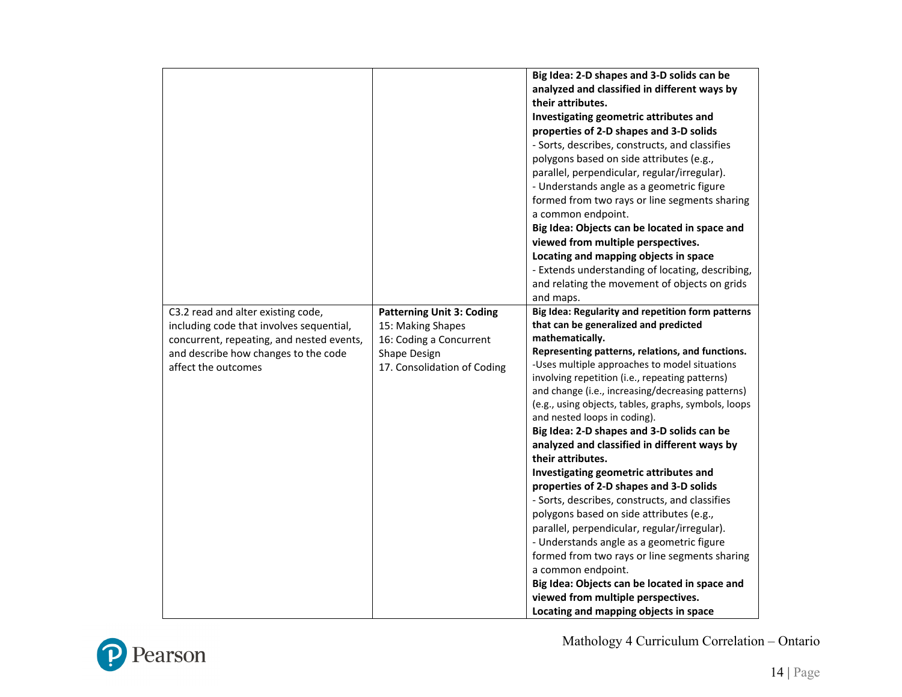|  |  |  |
|---|---|---|
|  |  | **Big Idea: 2-D shapes and 3-D solids can be analyzed and classified in different ways by their attributes.**<br>**Investigating geometric attributes and properties of 2-D shapes and 3-D solids**<br>- Sorts, describes, constructs, and classifies polygons based on side attributes (e.g., parallel, perpendicular, regular/irregular).<br>- Understands angle as a geometric figure formed from two rays or line segments sharing a common endpoint.<br>**Big Idea: Objects can be located in space and viewed from multiple perspectives.**<br>**Locating and mapping objects in space**<br>- Extends understanding of locating, describing, and relating the movement of objects on grids and maps. |
| C3.2 read and alter existing code, including code that involves sequential, concurrent, repeating, and nested events, and describe how changes to the code affect the outcomes | **Patterning Unit 3: Coding**<br>15: Making Shapes<br>16: Coding a Concurrent Shape Design<br>17. Consolidation of Coding | **Big Idea: Regularity and repetition form patterns that can be generalized and predicted mathematically.**<br>**Representing patterns, relations, and functions.**<br>-Uses multiple approaches to model situations involving repetition (i.e., repeating patterns) and change (i.e., increasing/decreasing patterns) (e.g., using objects, tables, graphs, symbols, loops and nested loops in coding).<br>**Big Idea: 2-D shapes and 3-D solids can be analyzed and classified in different ways by their attributes.**<br>**Investigating geometric attributes and properties of 2-D shapes and 3-D solids**<br>- Sorts, describes, constructs, and classifies polygons based on side attributes (e.g., parallel, perpendicular, regular/irregular).<br>- Understands angle as a geometric figure formed from two rays or line segments sharing a common endpoint.<br>**Big Idea: Objects can be located in space and viewed from multiple perspectives.**<br>**Locating and mapping objects in space** |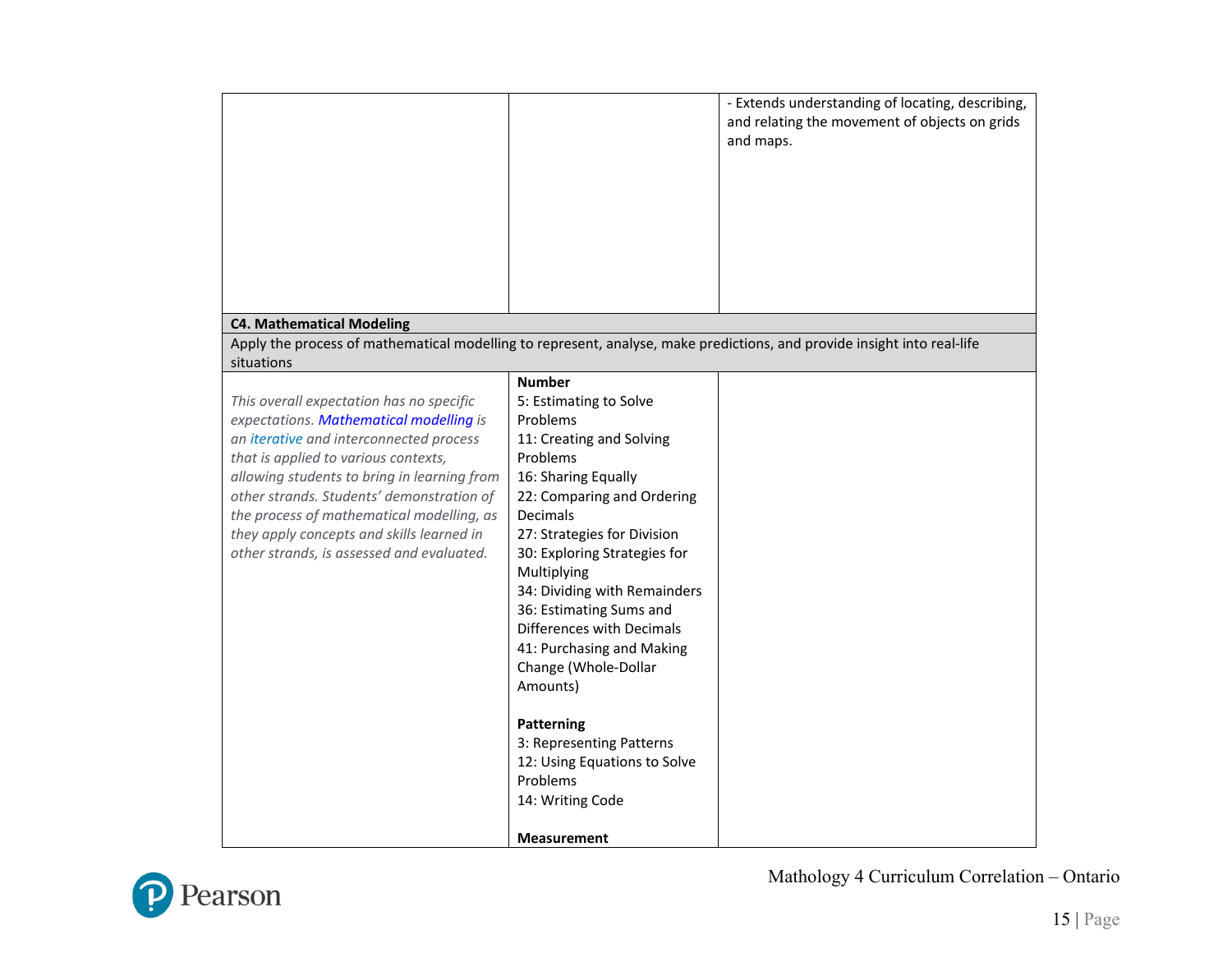| | | |
|---|---|---|
| | | - Extends understanding of locating, describing, and relating the movement of objects on grids and maps. |
| **C4. Mathematical Modeling** | | |
| Apply the process of mathematical modelling to represent, analyse, make predictions, and provide insight into real-life situations | | |
| *This overall expectation has no specific expectations. Mathematical modelling is an iterative and interconnected process that is applied to various contexts, allowing students to bring in learning from other strands. Students' demonstration of the process of mathematical modelling, as they apply concepts and skills learned in other strands, is assessed and evaluated.* | **Number**<br>5: Estimating to Solve Problems<br>11: Creating and Solving Problems<br>16: Sharing Equally<br>22: Comparing and Ordering Decimals<br>27: Strategies for Division<br>30: Exploring Strategies for Multiplying<br>34: Dividing with Remainders<br>36: Estimating Sums and Differences with Decimals<br>41: Purchasing and Making Change (Whole-Dollar Amounts)<br><br>**Patterning**<br>3: Representing Patterns<br>12: Using Equations to Solve Problems<br>14: Writing Code<br><br>**Measurement** | |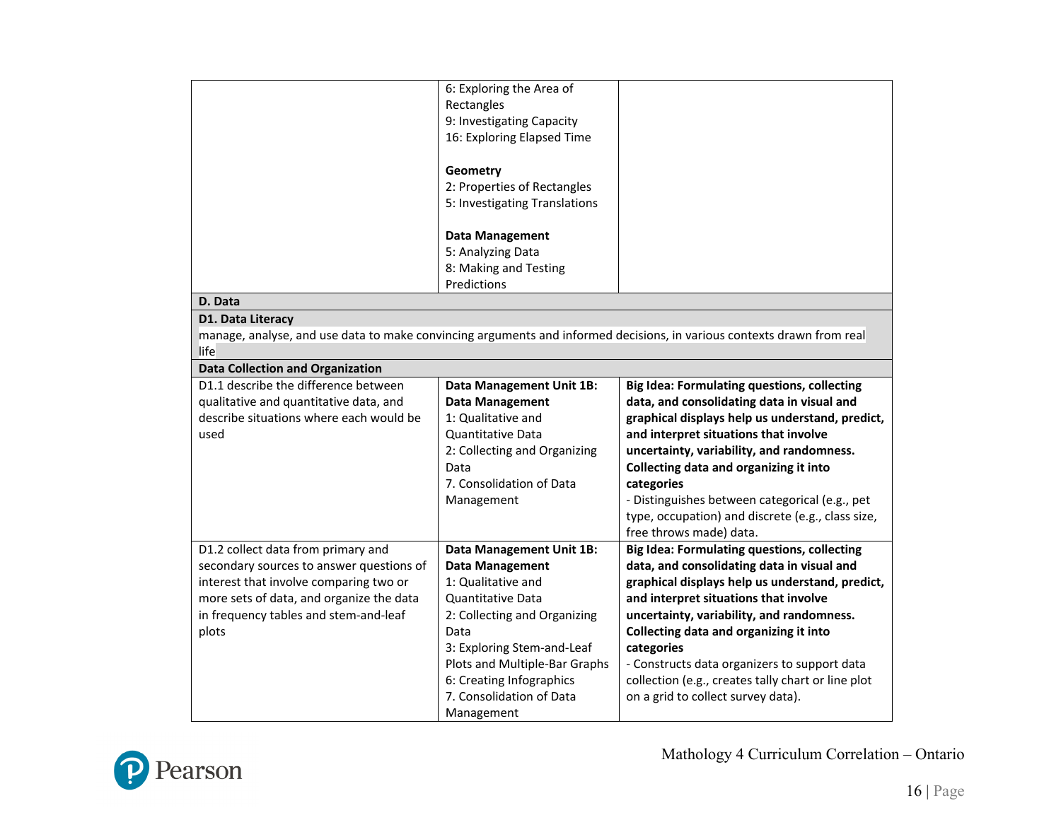| | | |
|---|---|---|
| | 6: Exploring the Area of Rectangles<br>9: Investigating Capacity<br>16: Exploring Elapsed Time<br><br>**Geometry**<br>2: Properties of Rectangles<br>5: Investigating Translations<br><br>**Data Management**<br>5: Analyzing Data<br>8: Making and Testing Predictions | |
| **D. Data** | | |
| **D1. Data Literacy**<br>manage, analyse, and use data to make convincing arguments and informed decisions, in various contexts drawn from real life | | |
| **Data Collection and Organization** | | |
| D1.1 describe the difference between qualitative and quantitative data, and describe situations where each would be used | **Data Management Unit 1B: Data Management**<br>1: Qualitative and Quantitative Data<br>2: Collecting and Organizing Data<br>7. Consolidation of Data Management | **Big Idea: Formulating questions, collecting data, and consolidating data in visual and graphical displays help us understand, predict, and interpret situations that involve uncertainty, variability, and randomness.**<br>**Collecting data and organizing it into categories**<br>- Distinguishes between categorical (e.g., pet type, occupation) and discrete (e.g., class size, free throws made) data. |
| D1.2 collect data from primary and secondary sources to answer questions of interest that involve comparing two or more sets of data, and organize the data in frequency tables and stem-and-leaf plots | **Data Management Unit 1B: Data Management**<br>1: Qualitative and Quantitative Data<br>2: Collecting and Organizing Data<br>3: Exploring Stem-and-Leaf Plots and Multiple-Bar Graphs<br>6: Creating Infographics<br>7. Consolidation of Data Management | **Big Idea: Formulating questions, collecting data, and consolidating data in visual and graphical displays help us understand, predict, and interpret situations that involve uncertainty, variability, and randomness.**<br>**Collecting data and organizing it into categories**<br>- Constructs data organizers to support data collection (e.g., creates tally chart or line plot on a grid to collect survey data). |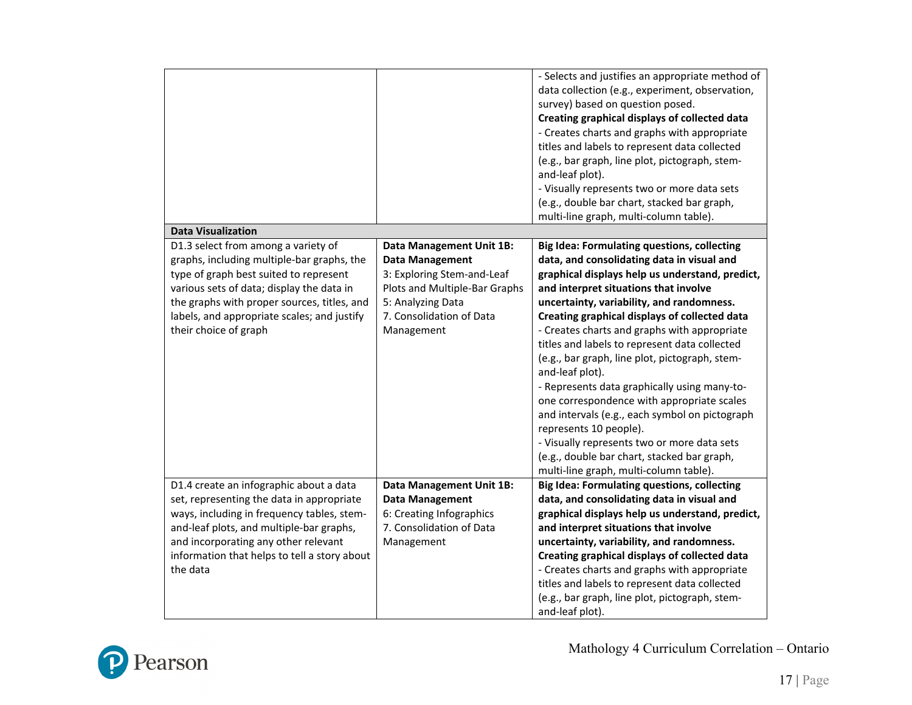| | | |
|---|---|---|
| | | - Selects and justifies an appropriate method of data collection (e.g., experiment, observation, survey) based on question posed.<br>**Creating graphical displays of collected data**<br>- Creates charts and graphs with appropriate titles and labels to represent data collected (e.g., bar graph, line plot, pictograph, stem-and-leaf plot).<br>- Visually represents two or more data sets (e.g., double bar chart, stacked bar graph, multi-line graph, multi-column table). |
| **Data Visualization** | | |
| D1.3 select from among a variety of graphs, including multiple-bar graphs, the type of graph best suited to represent various sets of data; display the data in the graphs with proper sources, titles, and labels, and appropriate scales; and justify their choice of graph | **Data Management Unit 1B: Data Management**<br>3: Exploring Stem-and-Leaf Plots and Multiple-Bar Graphs<br>5: Analyzing Data<br>7. Consolidation of Data Management | **Big Idea: Formulating questions, collecting data, and consolidating data in visual and graphical displays help us understand, predict, and interpret situations that involve uncertainty, variability, and randomness.**<br>**Creating graphical displays of collected data**<br>- Creates charts and graphs with appropriate titles and labels to represent data collected (e.g., bar graph, line plot, pictograph, stem-and-leaf plot).<br>- Represents data graphically using many-to-one correspondence with appropriate scales and intervals (e.g., each symbol on pictograph represents 10 people).<br>- Visually represents two or more data sets (e.g., double bar chart, stacked bar graph, multi-line graph, multi-column table). |
| D1.4 create an infographic about a data set, representing the data in appropriate ways, including in frequency tables, stem-and-leaf plots, and multiple-bar graphs, and incorporating any other relevant information that helps to tell a story about the data | **Data Management Unit 1B: Data Management**<br>6: Creating Infographics<br>7. Consolidation of Data Management | **Big Idea: Formulating questions, collecting data, and consolidating data in visual and graphical displays help us understand, predict, and interpret situations that involve uncertainty, variability, and randomness.**<br>**Creating graphical displays of collected data**<br>- Creates charts and graphs with appropriate titles and labels to represent data collected (e.g., bar graph, line plot, pictograph, stem-and-leaf plot). |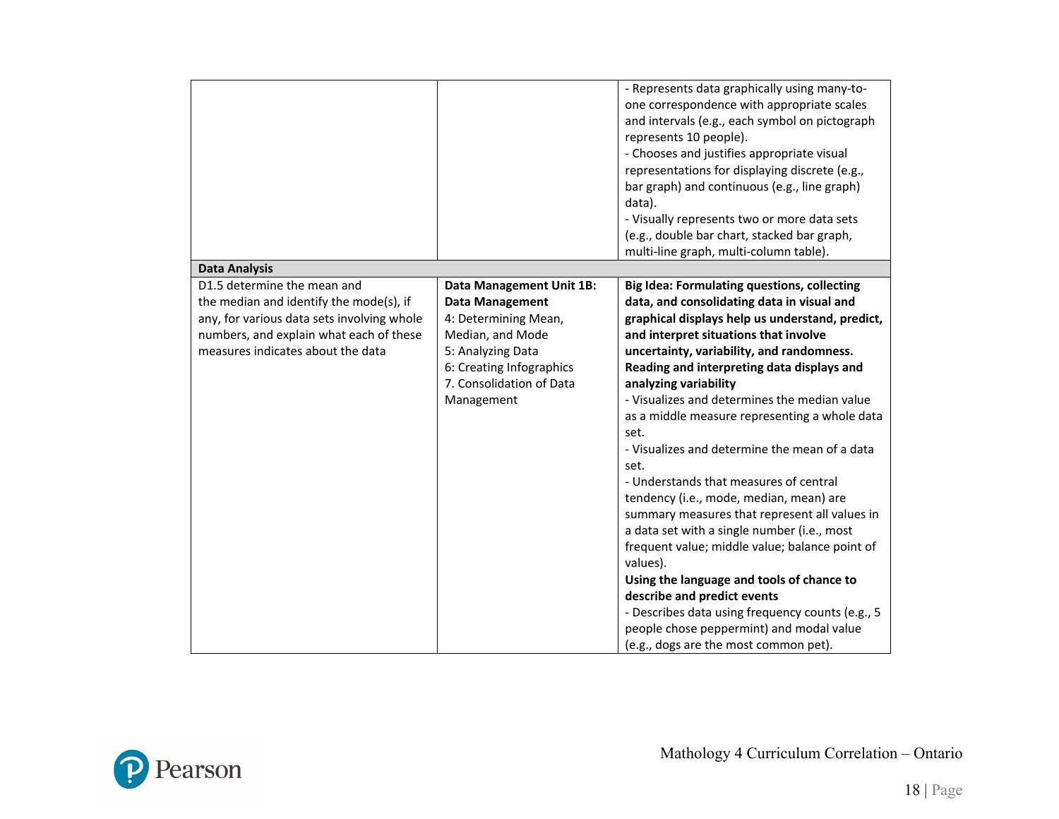| | | |
|---|---|---|
| | | - Represents data graphically using many-to-one correspondence with appropriate scales and intervals (e.g., each symbol on pictograph represents 10 people).<br>- Chooses and justifies appropriate visual representations for displaying discrete (e.g., bar graph) and continuous (e.g., line graph) data).<br>- Visually represents two or more data sets (e.g., double bar chart, stacked bar graph, multi-line graph, multi-column table). |
| **Data Analysis** | | |
| D1.5 determine the mean and the median and identify the mode(s), if any, for various data sets involving whole numbers, and explain what each of these measures indicates about the data | **Data Management Unit 1B: Data Management**<br>4: Determining Mean, Median, and Mode<br>5: Analyzing Data<br>6: Creating Infographics<br>7. Consolidation of Data Management | **Big Idea: Formulating questions, collecting data, and consolidating data in visual and graphical displays help us understand, predict, and interpret situations that involve uncertainty, variability, and randomness.**<br>**Reading and interpreting data displays and analyzing variability**<br>- Visualizes and determines the median value as a middle measure representing a whole data set.<br>- Visualizes and determine the mean of a data set.<br>- Understands that measures of central tendency (i.e., mode, median, mean) are summary measures that represent all values in a data set with a single number (i.e., most frequent value; middle value; balance point of values).<br>**Using the language and tools of chance to describe and predict events**<br>- Describes data using frequency counts (e.g., 5 people chose peppermint) and modal value (e.g., dogs are the most common pet). |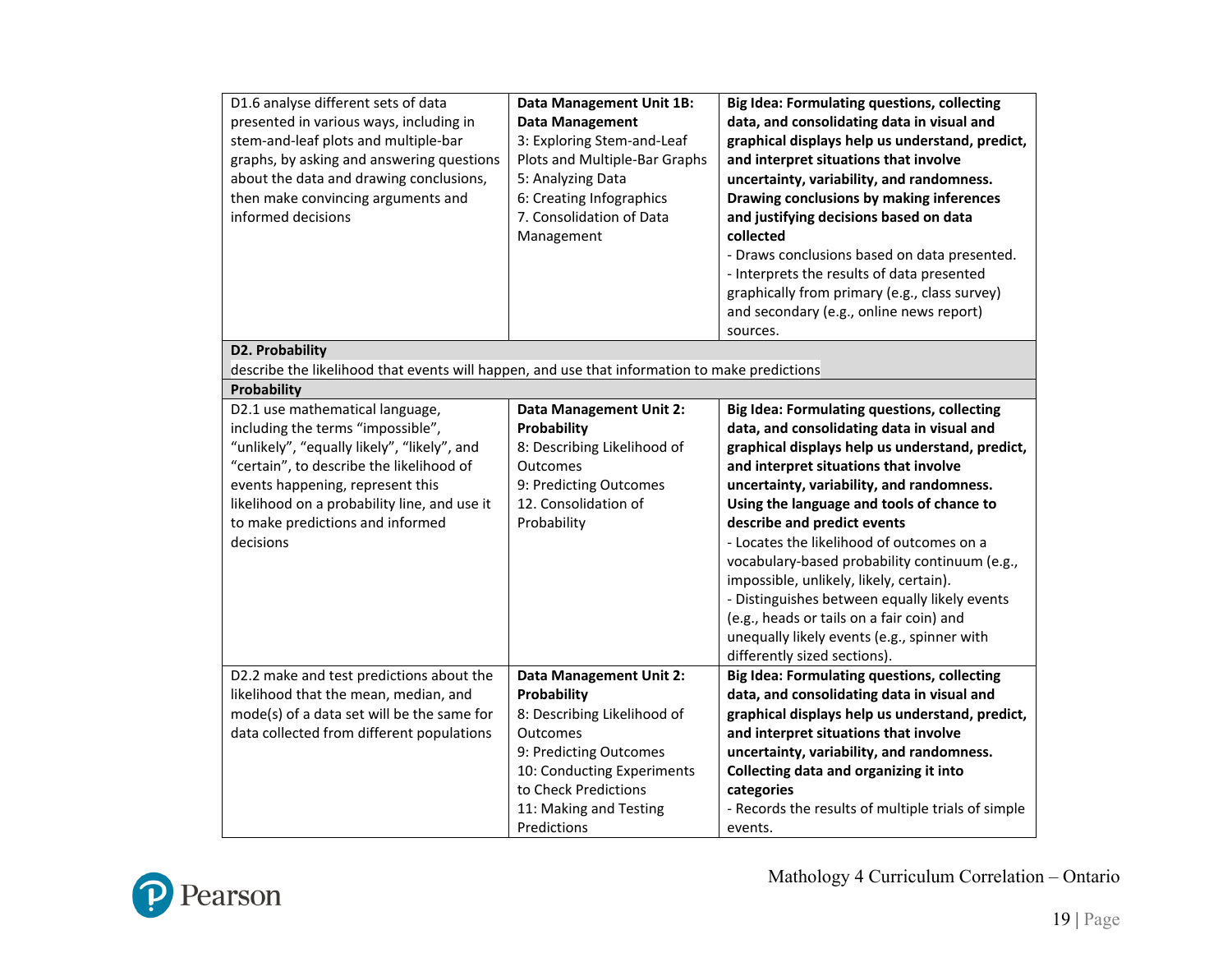| | | |
|---|---|---|
| D1.6 analyse different sets of data presented in various ways, including in stem-and-leaf plots and multiple-bar graphs, by asking and answering questions about the data and drawing conclusions, then make convincing arguments and informed decisions | **Data Management Unit 1B: Data Management**<br>3: Exploring Stem-and-Leaf Plots and Multiple-Bar Graphs<br>5: Analyzing Data<br>6: Creating Infographics<br>7. Consolidation of Data Management | **Big Idea: Formulating questions, collecting data, and consolidating data in visual and graphical displays help us understand, predict, and interpret situations that involve uncertainty, variability, and randomness.**<br>**Drawing conclusions by making inferences and justifying decisions based on data collected**<br>- Draws conclusions based on data presented.<br>- Interprets the results of data presented graphically from primary (e.g., class survey) and secondary (e.g., online news report) sources. |
| **D2. Probability**<br>describe the likelihood that events will happen, and use that information to make predictions | | |
| **Probability** | | |
| D2.1 use mathematical language, including the terms "impossible", "unlikely", "equally likely", "likely", and "certain", to describe the likelihood of events happening, represent this likelihood on a probability line, and use it to make predictions and informed decisions | **Data Management Unit 2: Probability**<br>8: Describing Likelihood of Outcomes<br>9: Predicting Outcomes<br>12. Consolidation of Probability | **Big Idea: Formulating questions, collecting data, and consolidating data in visual and graphical displays help us understand, predict, and interpret situations that involve uncertainty, variability, and randomness.**<br>**Using the language and tools of chance to describe and predict events**<br>- Locates the likelihood of outcomes on a vocabulary-based probability continuum (e.g., impossible, unlikely, likely, certain).<br>- Distinguishes between equally likely events (e.g., heads or tails on a fair coin) and unequally likely events (e.g., spinner with differently sized sections). |
| D2.2 make and test predictions about the likelihood that the mean, median, and mode(s) of a data set will be the same for data collected from different populations | **Data Management Unit 2: Probability**<br>8: Describing Likelihood of Outcomes<br>9: Predicting Outcomes<br>10: Conducting Experiments to Check Predictions<br>11: Making and Testing Predictions | **Big Idea: Formulating questions, collecting data, and consolidating data in visual and graphical displays help us understand, predict, and interpret situations that involve uncertainty, variability, and randomness.**<br>**Collecting data and organizing it into categories**<br>- Records the results of multiple trials of simple events. |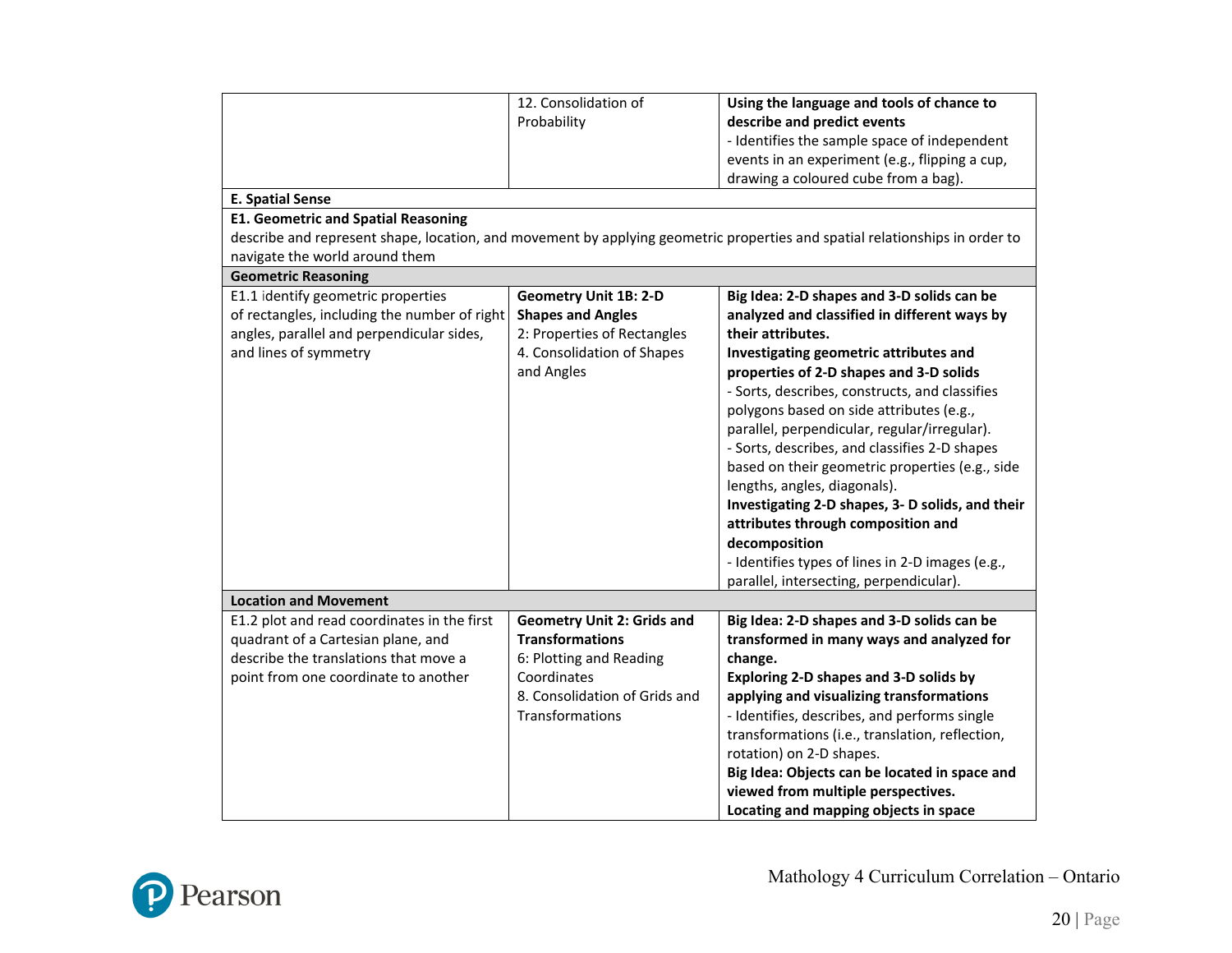| | | |
|---|---|---|
| | 12. Consolidation of Probability | **Using the language and tools of chance to describe and predict events**<br>- Identifies the sample space of independent events in an experiment (e.g., flipping a cup, drawing a coloured cube from a bag). |
| **E. Spatial Sense** | | |
| **E1. Geometric and Spatial Reasoning**<br>describe and represent shape, location, and movement by applying geometric properties and spatial relationships in order to navigate the world around them | | |
| **Geometric Reasoning** | | |
| E1.1 identify geometric properties of rectangles, including the number of right angles, parallel and perpendicular sides, and lines of symmetry | **Geometry Unit 1B: 2-D Shapes and Angles**<br>2: Properties of Rectangles<br>4. Consolidation of Shapes and Angles | **Big Idea: 2-D shapes and 3-D solids can be analyzed and classified in different ways by their attributes.**<br>**Investigating geometric attributes and properties of 2-D shapes and 3-D solids**<br>- Sorts, describes, constructs, and classifies polygons based on side attributes (e.g., parallel, perpendicular, regular/irregular).<br>- Sorts, describes, and classifies 2-D shapes based on their geometric properties (e.g., side lengths, angles, diagonals).<br>**Investigating 2-D shapes, 3- D solids, and their attributes through composition and decomposition**<br>- Identifies types of lines in 2-D images (e.g., parallel, intersecting, perpendicular). |
| **Location and Movement** | | |
| E1.2 plot and read coordinates in the first quadrant of a Cartesian plane, and describe the translations that move a point from one coordinate to another | **Geometry Unit 2: Grids and Transformations**<br>6: Plotting and Reading Coordinates<br>8. Consolidation of Grids and Transformations | **Big Idea: 2-D shapes and 3-D solids can be transformed in many ways and analyzed for change.**<br>**Exploring 2-D shapes and 3-D solids by applying and visualizing transformations**<br>- Identifies, describes, and performs single transformations (i.e., translation, reflection, rotation) on 2-D shapes.<br>**Big Idea: Objects can be located in space and viewed from multiple perspectives.**<br>**Locating and mapping objects in space** |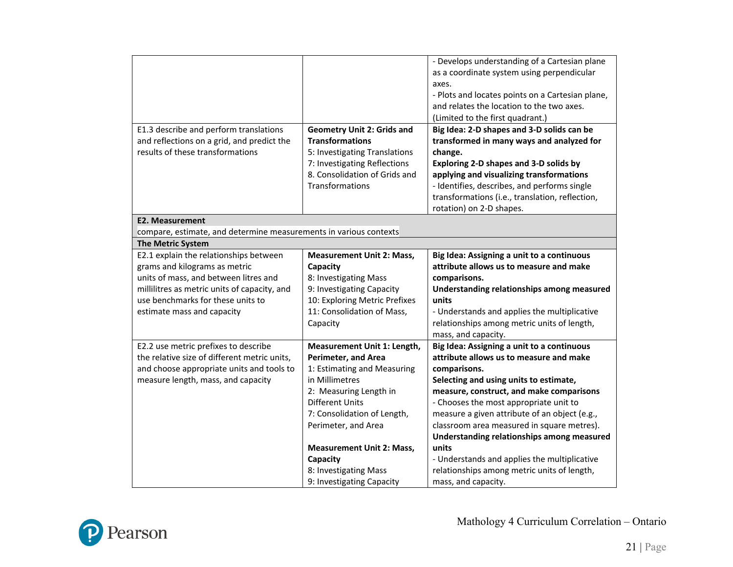| | | |
|---|---|---|
| | | - Develops understanding of a Cartesian plane as a coordinate system using perpendicular axes.<br>- Plots and locates points on a Cartesian plane, and relates the location to the two axes. (Limited to the first quadrant.) |
| E1.3 describe and perform translations and reflections on a grid, and predict the results of these transformations | **Geometry Unit 2: Grids and Transformations**<br>5: Investigating Translations<br>7: Investigating Reflections<br>8. Consolidation of Grids and Transformations | **Big Idea: 2-D shapes and 3-D solids can be transformed in many ways and analyzed for change.**<br>**Exploring 2-D shapes and 3-D solids by applying and visualizing transformations**<br>- Identifies, describes, and performs single transformations (i.e., translation, reflection, rotation) on 2-D shapes. |
| **E2. Measurement**<br>compare, estimate, and determine measurements in various contexts | | |
| **The Metric System** | | |
| E2.1 explain the relationships between grams and kilograms as metric units of mass, and between litres and millilitres as metric units of capacity, and use benchmarks for these units to estimate mass and capacity | **Measurement Unit 2: Mass, Capacity**<br>8: Investigating Mass<br>9: Investigating Capacity<br>10: Exploring Metric Prefixes<br>11: Consolidation of Mass, Capacity | **Big Idea: Assigning a unit to a continuous attribute allows us to measure and make comparisons.**<br>**Understanding relationships among measured units**<br>- Understands and applies the multiplicative relationships among metric units of length, mass, and capacity. |
| E2.2 use metric prefixes to describe the relative size of different metric units, and choose appropriate units and tools to measure length, mass, and capacity | **Measurement Unit 1: Length, Perimeter, and Area**<br>1: Estimating and Measuring in Millimetres<br>2: Measuring Length in Different Units<br>7: Consolidation of Length, Perimeter, and Area<br><br>**Measurement Unit 2: Mass, Capacity**<br>8: Investigating Mass<br>9: Investigating Capacity | **Big Idea: Assigning a unit to a continuous attribute allows us to measure and make comparisons.**<br>**Selecting and using units to estimate, measure, construct, and make comparisons**<br>- Chooses the most appropriate unit to measure a given attribute of an object (e.g., classroom area measured in square metres).<br>**Understanding relationships among measured units**<br>- Understands and applies the multiplicative relationships among metric units of length, mass, and capacity. |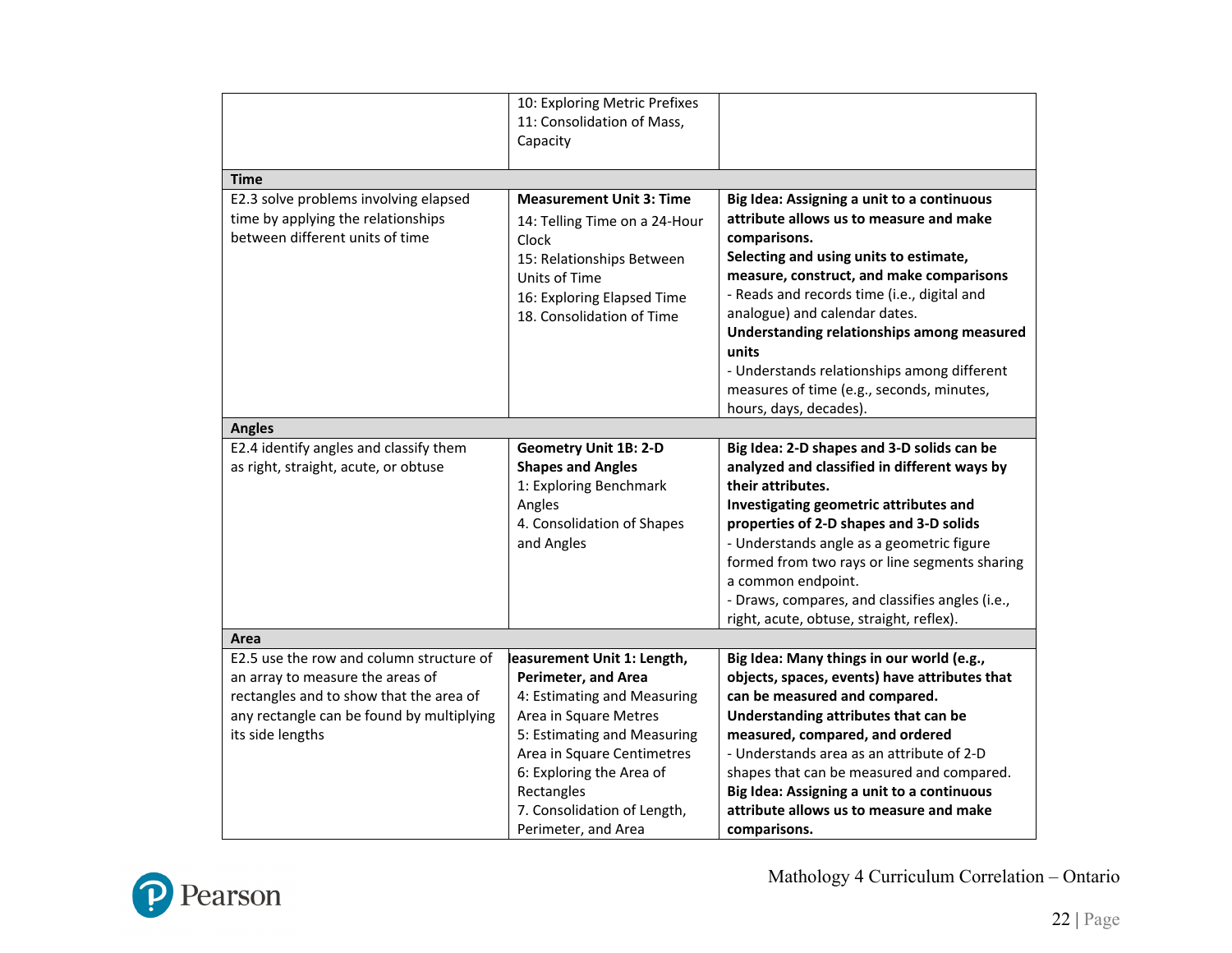| | | |
|---|---|---|
| | 10: Exploring Metric Prefixes<br>11: Consolidation of Mass, Capacity | |
| **Time** | | |
| E2.3 solve problems involving elapsed time by applying the relationships between different units of time | **Measurement Unit 3: Time**<br>14: Telling Time on a 24-Hour Clock<br>15: Relationships Between Units of Time<br>16: Exploring Elapsed Time<br>18. Consolidation of Time | **Big Idea: Assigning a unit to a continuous attribute allows us to measure and make comparisons.**<br>**Selecting and using units to estimate, measure, construct, and make comparisons**<br>- Reads and records time (i.e., digital and analogue) and calendar dates.<br>**Understanding relationships among measured units**<br>- Understands relationships among different measures of time (e.g., seconds, minutes, hours, days, decades). |
| **Angles** | | |
| E2.4 identify angles and classify them as right, straight, acute, or obtuse | **Geometry Unit 1B: 2-D Shapes and Angles**<br>1: Exploring Benchmark Angles<br>4. Consolidation of Shapes and Angles | **Big Idea: 2-D shapes and 3-D solids can be analyzed and classified in different ways by their attributes.**<br>**Investigating geometric attributes and properties of 2-D shapes and 3-D solids**<br>- Understands angle as a geometric figure formed from two rays or line segments sharing a common endpoint.<br>- Draws, compares, and classifies angles (i.e., right, acute, obtuse, straight, reflex). |
| **Area** | | |
| E2.5 use the row and column structure of an array to measure the areas of rectangles and to show that the area of any rectangle can be found by multiplying its side lengths | **Measurement Unit 1: Length, Perimeter, and Area**<br>4: Estimating and Measuring Area in Square Metres<br>5: Estimating and Measuring Area in Square Centimetres<br>6: Exploring the Area of Rectangles<br>7. Consolidation of Length, Perimeter, and Area | **Big Idea: Many things in our world (e.g., objects, spaces, events) have attributes that can be measured and compared.**<br>**Understanding attributes that can be measured, compared, and ordered**<br>- Understands area as an attribute of 2-D shapes that can be measured and compared.<br>**Big Idea: Assigning a unit to a continuous attribute allows us to measure and make comparisons.** |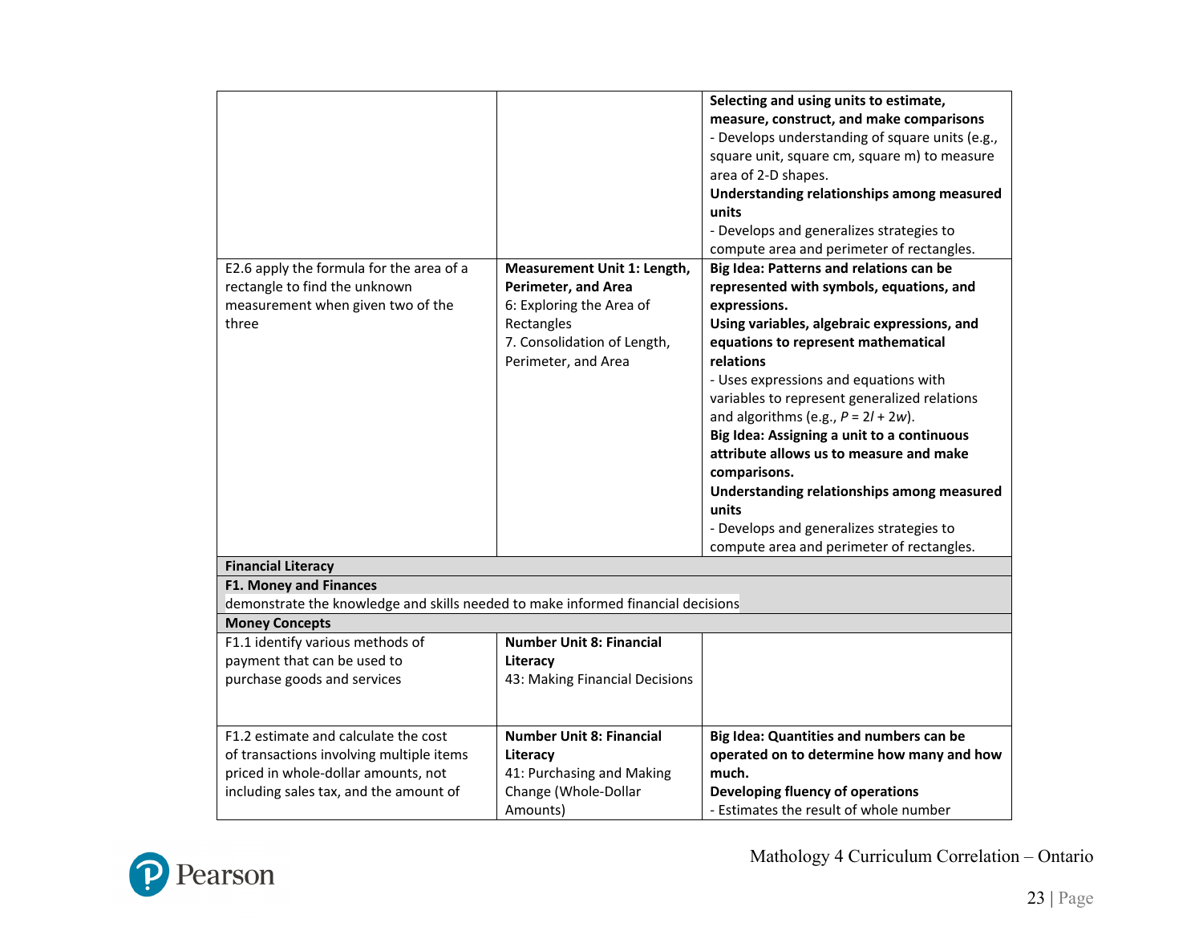| | | |
|---|---|---|
| | | **Selecting and using units to estimate, measure, construct, and make comparisons**<br>- Develops understanding of square units (e.g., square unit, square cm, square m) to measure area of 2-D shapes.<br>**Understanding relationships among measured units**<br>- Develops and generalizes strategies to compute area and perimeter of rectangles. |
| E2.6 apply the formula for the area of a rectangle to find the unknown measurement when given two of the three | **Measurement Unit 1: Length, Perimeter, and Area**<br>6: Exploring the Area of Rectangles<br>7. Consolidation of Length, Perimeter, and Area | **Big Idea: Patterns and relations can be represented with symbols, equations, and expressions.**<br>**Using variables, algebraic expressions, and equations to represent mathematical relations**<br>- Uses expressions and equations with variables to represent generalized relations and algorithms (e.g., $P = 2l + 2w$).<br>**Big Idea: Assigning a unit to a continuous attribute allows us to measure and make comparisons.**<br>**Understanding relationships among measured units**<br>- Develops and generalizes strategies to compute area and perimeter of rectangles. |
| **Financial Literacy** | | |
| **F1. Money and Finances**<br>demonstrate the knowledge and skills needed to make informed financial decisions | | |
| **Money Concepts** | | |
| F1.1 identify various methods of payment that can be used to purchase goods and services | **Number Unit 8: Financial Literacy**<br>43: Making Financial Decisions | |
| F1.2 estimate and calculate the cost of transactions involving multiple items priced in whole-dollar amounts, not including sales tax, and the amount of | **Number Unit 8: Financial Literacy**<br>41: Purchasing and Making Change (Whole-Dollar Amounts) | **Big Idea: Quantities and numbers can be operated on to determine how many and how much.**<br>**Developing fluency of operations**<br>- Estimates the result of whole number |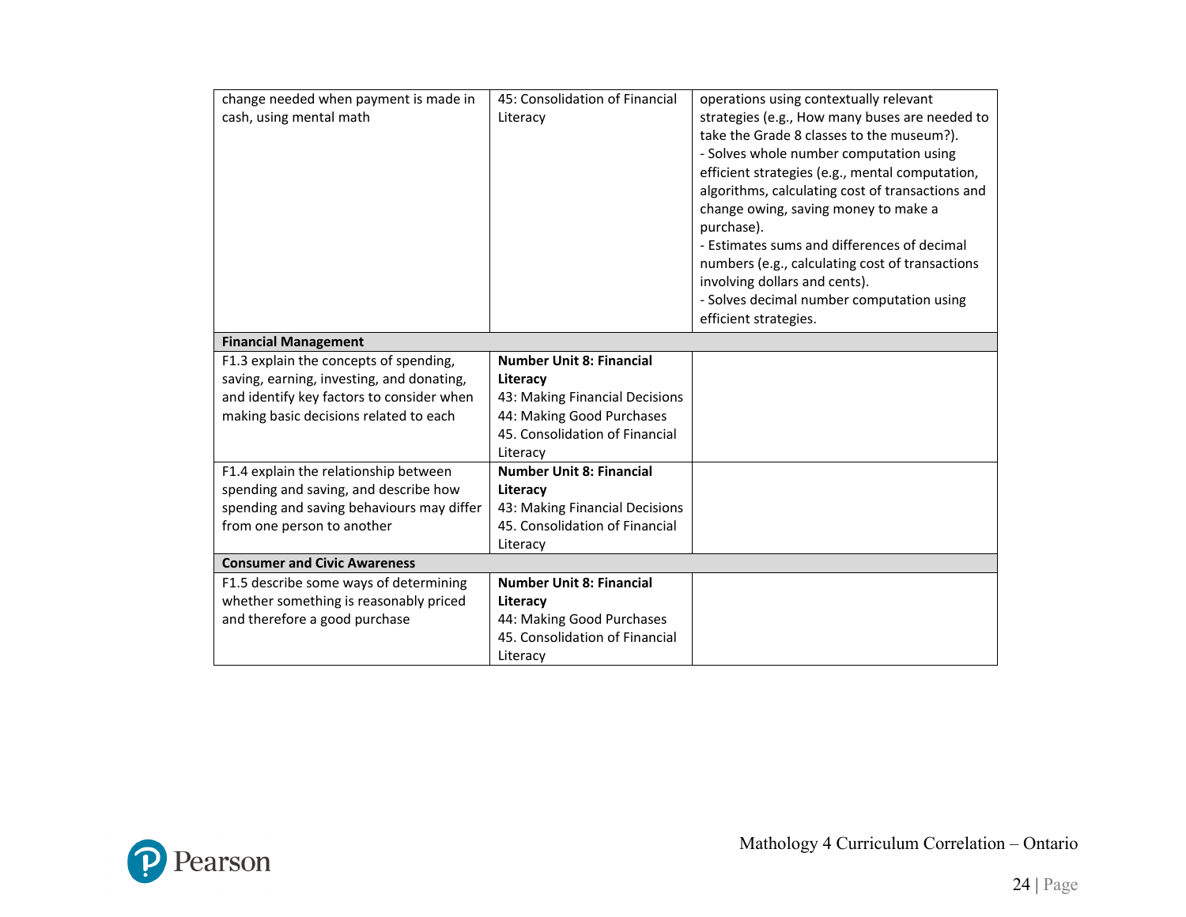| | | |
|---|---|---|
| change needed when payment is made in cash, using mental math | 45: Consolidation of Financial Literacy | operations using contextually relevant strategies (e.g., How many buses are needed to take the Grade 8 classes to the museum?).<br>- Solves whole number computation using efficient strategies (e.g., mental computation, algorithms, calculating cost of transactions and change owing, saving money to make a purchase).<br>- Estimates sums and differences of decimal numbers (e.g., calculating cost of transactions involving dollars and cents).<br>- Solves decimal number computation using efficient strategies. |
| **Financial Management** | | |
| F1.3 explain the concepts of spending, saving, earning, investing, and donating, and identify key factors to consider when making basic decisions related to each | **Number Unit 8: Financial Literacy**<br>43: Making Financial Decisions<br>44: Making Good Purchases<br>45. Consolidation of Financial Literacy | |
| F1.4 explain the relationship between spending and saving, and describe how spending and saving behaviours may differ from one person to another | **Number Unit 8: Financial Literacy**<br>43: Making Financial Decisions<br>45. Consolidation of Financial Literacy | |
| **Consumer and Civic Awareness** | | |
| F1.5 describe some ways of determining whether something is reasonably priced and therefore a good purchase | **Number Unit 8: Financial Literacy**<br>44: Making Good Purchases<br>45. Consolidation of Financial Literacy | |